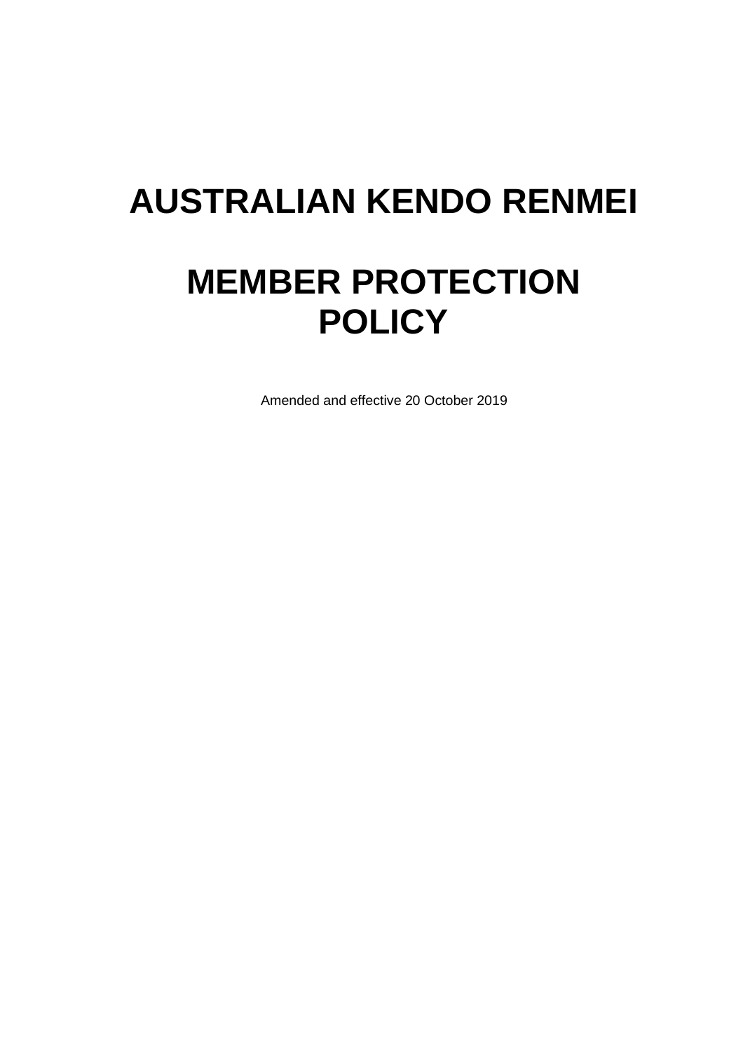# AUSTRALIAN KENDO RENMEI

# MEMBER PROTECTION POLICY

Amended and effective 20 October 2019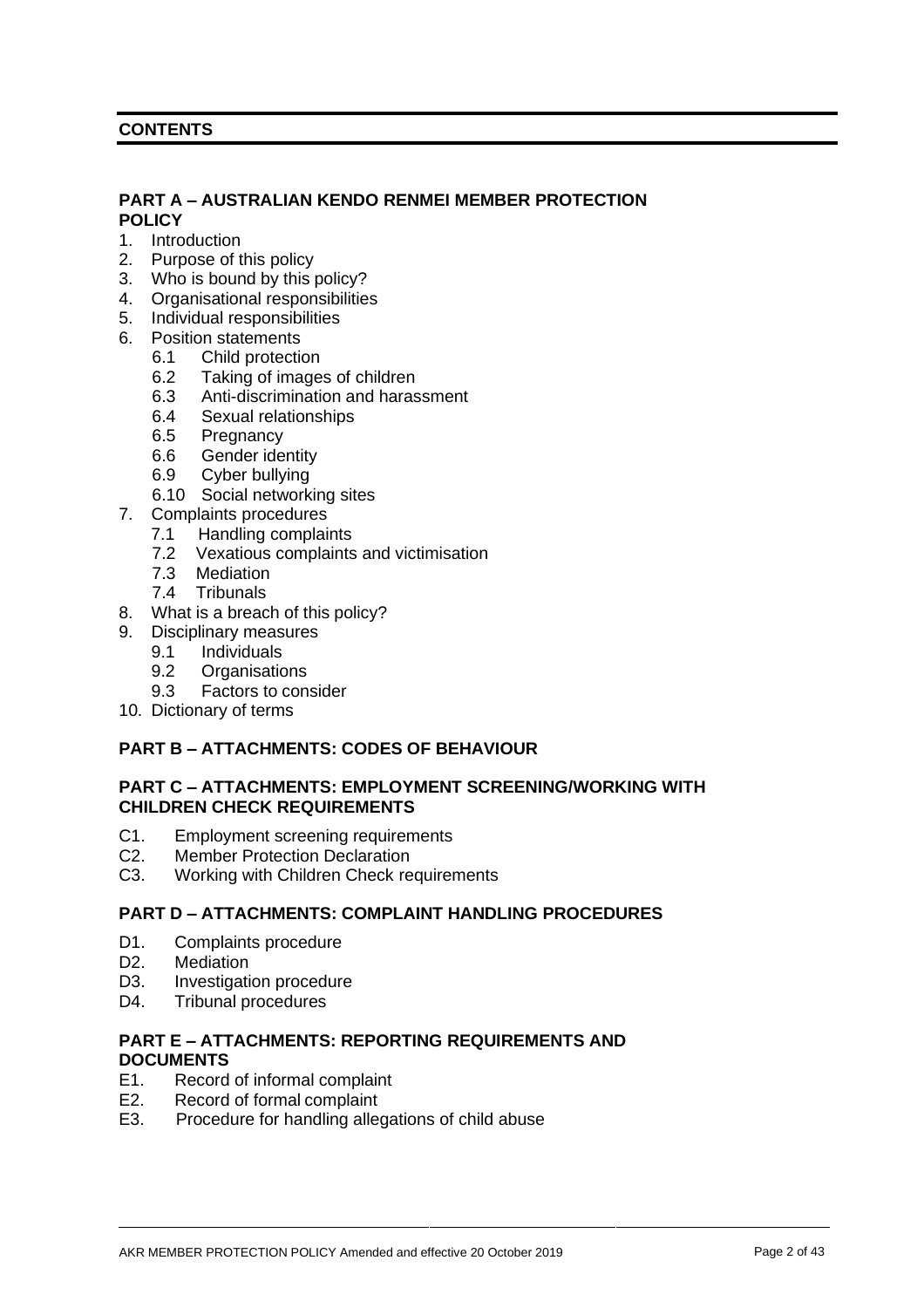## CONTENTS

### PART A – AUSTRALIAN KENDO RENMEI MEMBER PROTECTION POLICY

1. Introduction
2. Purpose of this policy
3. Who is bound by this policy?
4. Organisational responsibilities
5. Individual responsibilities
6. Position statements
   - 6.1 Child protection
   - 6.2 Taking of images of children
   - 6.3 Anti-discrimination and harassment
   - 6.4 Sexual relationships
   - 6.5 Pregnancy
   - 6.6 Gender identity
   - 6.9 Cyber bullying
   - 6.10 Social networking sites
7. Complaints procedures
   - 7.1 Handling complaints
   - 7.2 Vexatious complaints and victimisation
   - 7.3 Mediation
   - 7.4 Tribunals
8. What is a breach of this policy?
9. Disciplinary measures
   - 9.1 Individuals
   - 9.2 Organisations
   - 9.3 Factors to consider
10. Dictionary of terms

### PART B – ATTACHMENTS: CODES OF BEHAVIOUR

### PART C – ATTACHMENTS: EMPLOYMENT SCREENING/WORKING WITH CHILDREN CHECK REQUIREMENTS

- C1. Employment screening requirements
- C2. Member Protection Declaration
- C3. Working with Children Check requirements

### PART D – ATTACHMENTS: COMPLAINT HANDLING PROCEDURES

- D1. Complaints procedure
- D2. Mediation
- D3. Investigation procedure
- D4. Tribunal procedures

### PART E – ATTACHMENTS: REPORTING REQUIREMENTS AND DOCUMENTS

- E1. Record of informal complaint
- E2. Record of formal complaint
- E3. Procedure for handling allegations of child abuse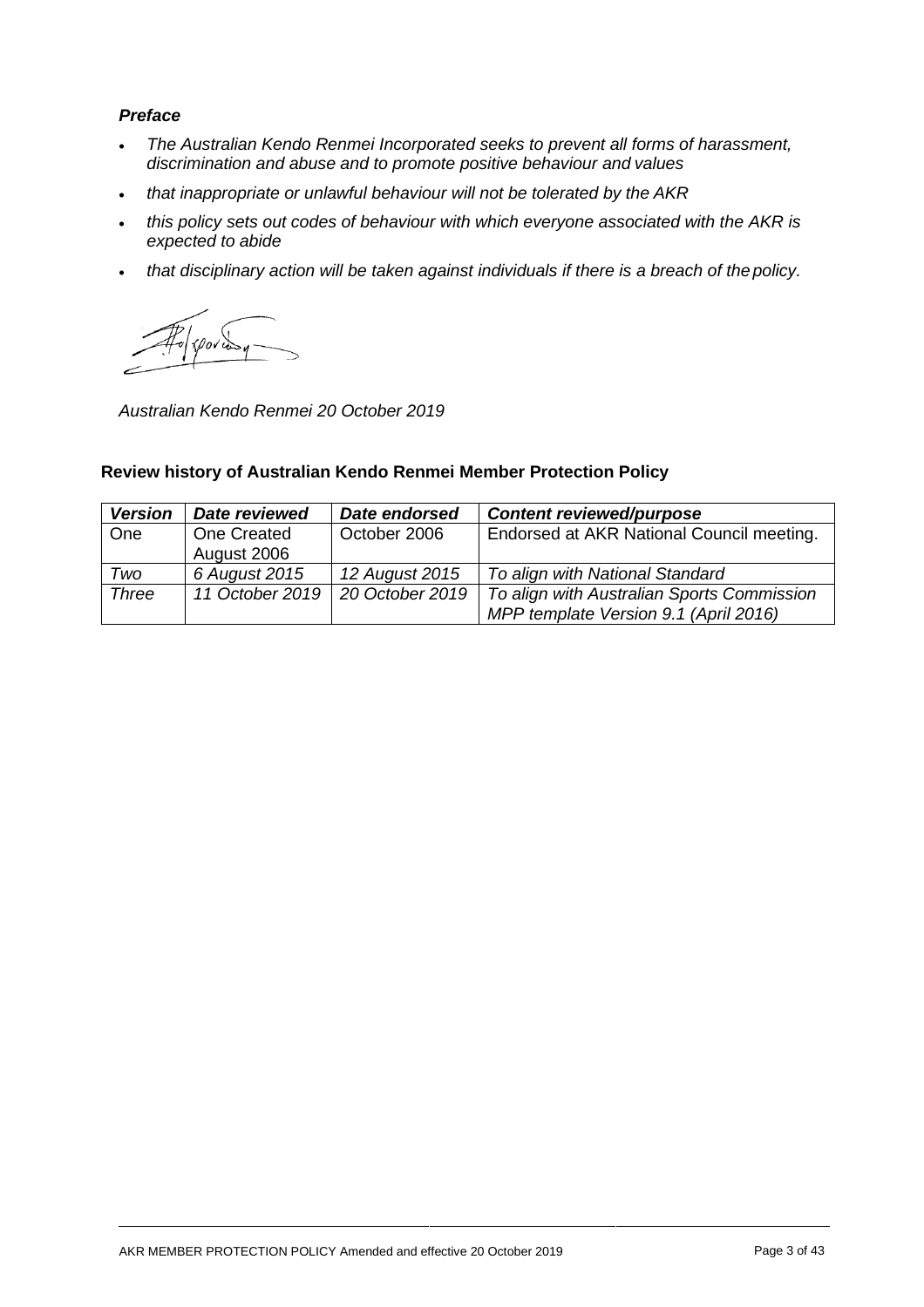***Preface***

- *The Australian Kendo Renmei Incorporated seeks to prevent all forms of harassment, discrimination and abuse and to promote positive behaviour and values*
- *that inappropriate or unlawful behaviour will not be tolerated by the AKR*
- *this policy sets out codes of behaviour with which everyone associated with the AKR is expected to abide*
- *that disciplinary action will be taken against individuals if there is a breach of the policy.*

*Australian Kendo Renmei 20 October 2019*

**Review history of Australian Kendo Renmei Member Protection Policy**

| ***Version*** | ***Date reviewed*** | ***Date endorsed*** | ***Content reviewed/purpose*** |
|---|---|---|---|
| One | One Created August 2006 | October 2006 | Endorsed at AKR National Council meeting. |
| *Two* | *6 August 2015* | *12 August 2015* | *To align with National Standard* |
| *Three* | *11 October 2019* | *20 October 2019* | *To align with Australian Sports Commission MPP template Version 9.1 (April 2016)* |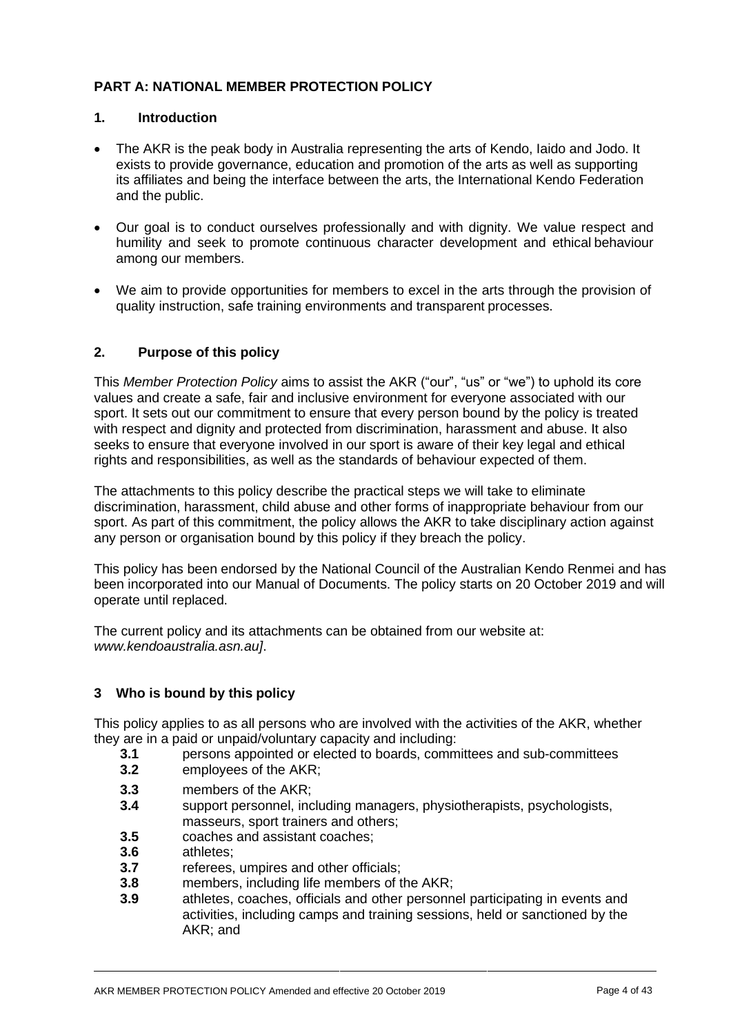## PART A: NATIONAL MEMBER PROTECTION POLICY

### 1. Introduction

- The AKR is the peak body in Australia representing the arts of Kendo, Iaido and Jodo. It exists to provide governance, education and promotion of the arts as well as supporting its affiliates and being the interface between the arts, the International Kendo Federation and the public.
- Our goal is to conduct ourselves professionally and with dignity. We value respect and humility and seek to promote continuous character development and ethical behaviour among our members.
- We aim to provide opportunities for members to excel in the arts through the provision of quality instruction, safe training environments and transparent processes.

### 2. Purpose of this policy

This *Member Protection Policy* aims to assist the AKR ("our", "us" or "we") to uphold its core values and create a safe, fair and inclusive environment for everyone associated with our sport. It sets out our commitment to ensure that every person bound by the policy is treated with respect and dignity and protected from discrimination, harassment and abuse. It also seeks to ensure that everyone involved in our sport is aware of their key legal and ethical rights and responsibilities, as well as the standards of behaviour expected of them.

The attachments to this policy describe the practical steps we will take to eliminate discrimination, harassment, child abuse and other forms of inappropriate behaviour from our sport. As part of this commitment, the policy allows the AKR to take disciplinary action against any person or organisation bound by this policy if they breach the policy.

This policy has been endorsed by the National Council of the Australian Kendo Renmei and has been incorporated into our Manual of Documents. The policy starts on 20 October 2019 and will operate until replaced.

The current policy and its attachments can be obtained from our website at: *www.kendoaustralia.asn.au]*.

### 3 Who is bound by this policy

This policy applies to as all persons who are involved with the activities of the AKR, whether they are in a paid or unpaid/voluntary capacity and including:

**3.1** persons appointed or elected to boards, committees and sub-committees

**3.2** employees of the AKR;

**3.3** members of the AKR;

**3.4** support personnel, including managers, physiotherapists, psychologists, masseurs, sport trainers and others;

**3.5** coaches and assistant coaches;

**3.6** athletes;

**3.7** referees, umpires and other officials;

**3.8** members, including life members of the AKR;

**3.9** athletes, coaches, officials and other personnel participating in events and activities, including camps and training sessions, held or sanctioned by the AKR; and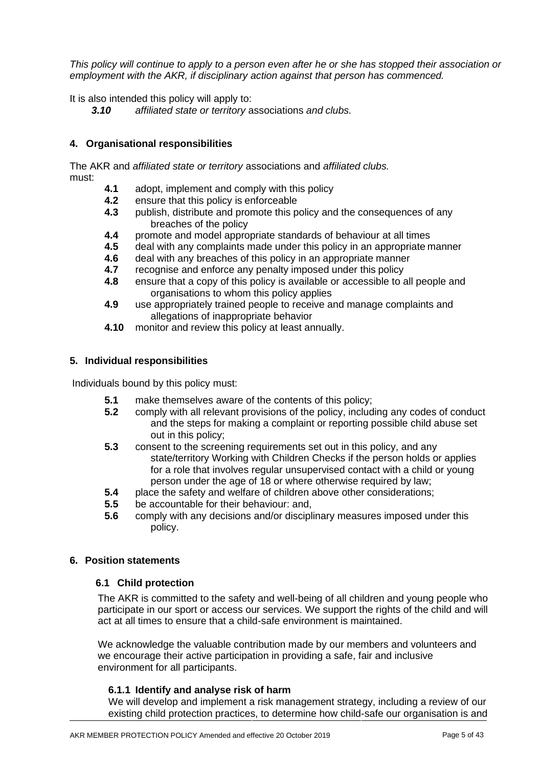*This policy will continue to apply to a person even after he or she has stopped their association or employment with the AKR, if disciplinary action against that person has commenced.*

It is also intended this policy will apply to:

***3.10*** *affiliated state or territory* associations *and clubs.*

## 4. Organisational responsibilities

The AKR and *affiliated state or territory* associations and *affiliated clubs.* must:

- **4.1** adopt, implement and comply with this policy
- **4.2** ensure that this policy is enforceable
- **4.3** publish, distribute and promote this policy and the consequences of any breaches of the policy
- **4.4** promote and model appropriate standards of behaviour at all times
- **4.5** deal with any complaints made under this policy in an appropriate manner
- **4.6** deal with any breaches of this policy in an appropriate manner
- **4.7** recognise and enforce any penalty imposed under this policy
- **4.8** ensure that a copy of this policy is available or accessible to all people and organisations to whom this policy applies
- **4.9** use appropriately trained people to receive and manage complaints and allegations of inappropriate behavior
- **4.10** monitor and review this policy at least annually.

## 5. Individual responsibilities

Individuals bound by this policy must:

- **5.1** make themselves aware of the contents of this policy;
- **5.2** comply with all relevant provisions of the policy, including any codes of conduct and the steps for making a complaint or reporting possible child abuse set out in this policy;
- **5.3** consent to the screening requirements set out in this policy, and any state/territory Working with Children Checks if the person holds or applies for a role that involves regular unsupervised contact with a child or young person under the age of 18 or where otherwise required by law;
- **5.4** place the safety and welfare of children above other considerations;
- **5.5** be accountable for their behaviour: and,
- **5.6** comply with any decisions and/or disciplinary measures imposed under this policy.

## 6. Position statements

### 6.1 Child protection

The AKR is committed to the safety and well-being of all children and young people who participate in our sport or access our services. We support the rights of the child and will act at all times to ensure that a child-safe environment is maintained.

We acknowledge the valuable contribution made by our members and volunteers and we encourage their active participation in providing a safe, fair and inclusive environment for all participants.

#### 6.1.1 Identify and analyse risk of harm

We will develop and implement a risk management strategy, including a review of our existing child protection practices, to determine how child-safe our organisation is and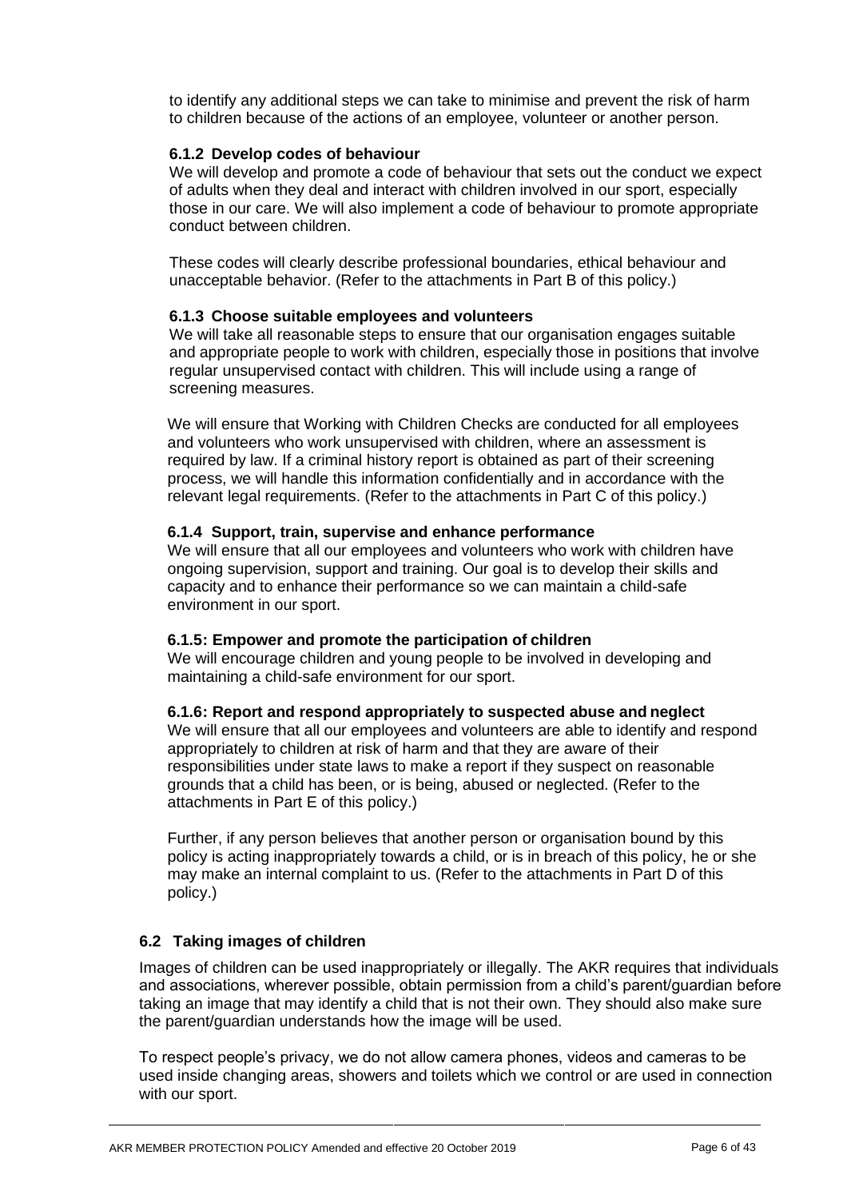to identify any additional steps we can take to minimise and prevent the risk of harm to children because of the actions of an employee, volunteer or another person.

#### 6.1.2 Develop codes of behaviour

We will develop and promote a code of behaviour that sets out the conduct we expect of adults when they deal and interact with children involved in our sport, especially those in our care. We will also implement a code of behaviour to promote appropriate conduct between children.

These codes will clearly describe professional boundaries, ethical behaviour and unacceptable behavior. (Refer to the attachments in Part B of this policy.)

#### 6.1.3 Choose suitable employees and volunteers

We will take all reasonable steps to ensure that our organisation engages suitable and appropriate people to work with children, especially those in positions that involve regular unsupervised contact with children. This will include using a range of screening measures.

We will ensure that Working with Children Checks are conducted for all employees and volunteers who work unsupervised with children, where an assessment is required by law. If a criminal history report is obtained as part of their screening process, we will handle this information confidentially and in accordance with the relevant legal requirements. (Refer to the attachments in Part C of this policy.)

#### 6.1.4 Support, train, supervise and enhance performance

We will ensure that all our employees and volunteers who work with children have ongoing supervision, support and training. Our goal is to develop their skills and capacity and to enhance their performance so we can maintain a child-safe environment in our sport.

#### 6.1.5: Empower and promote the participation of children

We will encourage children and young people to be involved in developing and maintaining a child-safe environment for our sport.

#### 6.1.6: Report and respond appropriately to suspected abuse and neglect

We will ensure that all our employees and volunteers are able to identify and respond appropriately to children at risk of harm and that they are aware of their responsibilities under state laws to make a report if they suspect on reasonable grounds that a child has been, or is being, abused or neglected. (Refer to the attachments in Part E of this policy.)

Further, if any person believes that another person or organisation bound by this policy is acting inappropriately towards a child, or is in breach of this policy, he or she may make an internal complaint to us. (Refer to the attachments in Part D of this policy.)

### 6.2 Taking images of children

Images of children can be used inappropriately or illegally. The AKR requires that individuals and associations, wherever possible, obtain permission from a child's parent/guardian before taking an image that may identify a child that is not their own. They should also make sure the parent/guardian understands how the image will be used.

To respect people's privacy, we do not allow camera phones, videos and cameras to be used inside changing areas, showers and toilets which we control or are used in connection with our sport.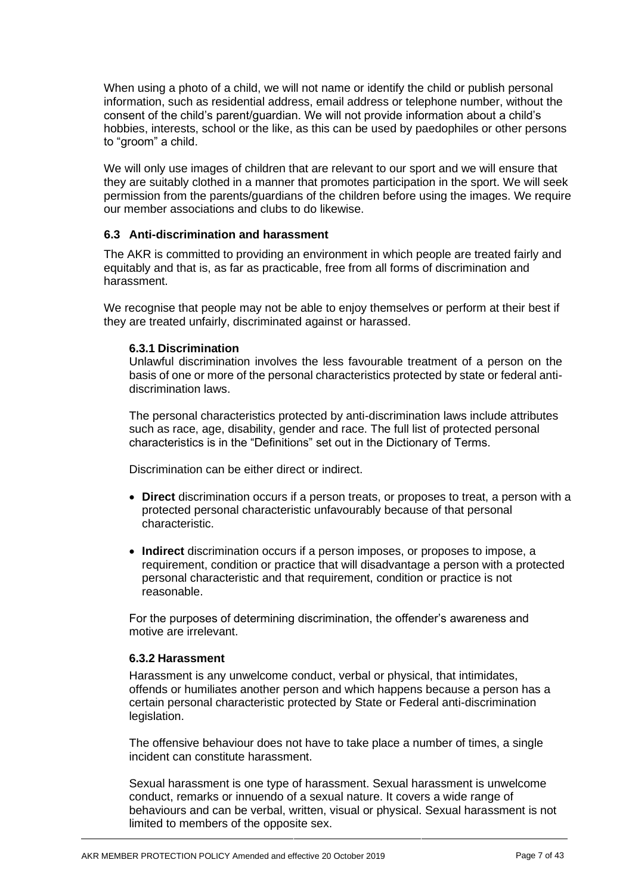When using a photo of a child, we will not name or identify the child or publish personal information, such as residential address, email address or telephone number, without the consent of the child's parent/guardian. We will not provide information about a child's hobbies, interests, school or the like, as this can be used by paedophiles or other persons to "groom" a child.

We will only use images of children that are relevant to our sport and we will ensure that they are suitably clothed in a manner that promotes participation in the sport. We will seek permission from the parents/guardians of the children before using the images. We require our member associations and clubs to do likewise.

### 6.3 Anti-discrimination and harassment

The AKR is committed to providing an environment in which people are treated fairly and equitably and that is, as far as practicable, free from all forms of discrimination and harassment.

We recognise that people may not be able to enjoy themselves or perform at their best if they are treated unfairly, discriminated against or harassed.

#### 6.3.1 Discrimination

Unlawful discrimination involves the less favourable treatment of a person on the basis of one or more of the personal characteristics protected by state or federal anti-discrimination laws.

The personal characteristics protected by anti-discrimination laws include attributes such as race, age, disability, gender and race. The full list of protected personal characteristics is in the "Definitions" set out in the Dictionary of Terms.

Discrimination can be either direct or indirect.

- **Direct** discrimination occurs if a person treats, or proposes to treat, a person with a protected personal characteristic unfavourably because of that personal characteristic.
- **Indirect** discrimination occurs if a person imposes, or proposes to impose, a requirement, condition or practice that will disadvantage a person with a protected personal characteristic and that requirement, condition or practice is not reasonable.

For the purposes of determining discrimination, the offender's awareness and motive are irrelevant.

#### 6.3.2 Harassment

Harassment is any unwelcome conduct, verbal or physical, that intimidates, offends or humiliates another person and which happens because a person has a certain personal characteristic protected by State or Federal anti-discrimination legislation.

The offensive behaviour does not have to take place a number of times, a single incident can constitute harassment.

Sexual harassment is one type of harassment. Sexual harassment is unwelcome conduct, remarks or innuendo of a sexual nature. It covers a wide range of behaviours and can be verbal, written, visual or physical. Sexual harassment is not limited to members of the opposite sex.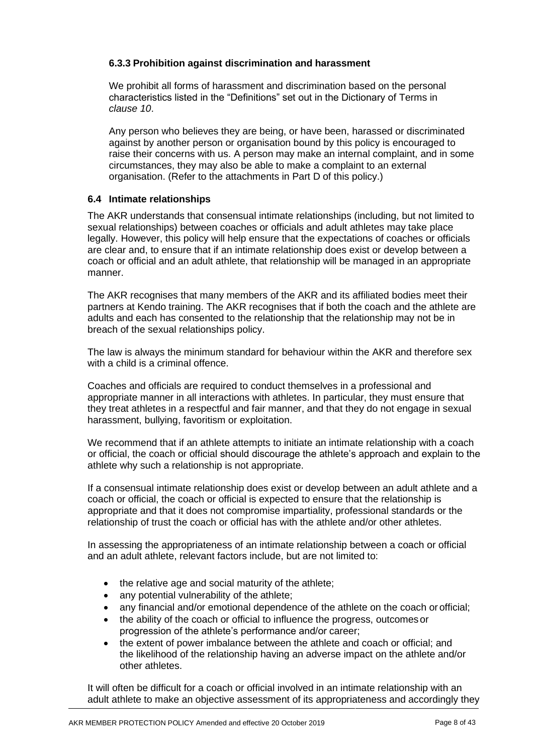#### 6.3.3 Prohibition against discrimination and harassment

We prohibit all forms of harassment and discrimination based on the personal characteristics listed in the "Definitions" set out in the Dictionary of Terms in *clause 10*.

Any person who believes they are being, or have been, harassed or discriminated against by another person or organisation bound by this policy is encouraged to raise their concerns with us. A person may make an internal complaint, and in some circumstances, they may also be able to make a complaint to an external organisation. (Refer to the attachments in Part D of this policy.)

### 6.4 Intimate relationships

The AKR understands that consensual intimate relationships (including, but not limited to sexual relationships) between coaches or officials and adult athletes may take place legally. However, this policy will help ensure that the expectations of coaches or officials are clear and, to ensure that if an intimate relationship does exist or develop between a coach or official and an adult athlete, that relationship will be managed in an appropriate manner.

The AKR recognises that many members of the AKR and its affiliated bodies meet their partners at Kendo training. The AKR recognises that if both the coach and the athlete are adults and each has consented to the relationship that the relationship may not be in breach of the sexual relationships policy.

The law is always the minimum standard for behaviour within the AKR and therefore sex with a child is a criminal offence.

Coaches and officials are required to conduct themselves in a professional and appropriate manner in all interactions with athletes. In particular, they must ensure that they treat athletes in a respectful and fair manner, and that they do not engage in sexual harassment, bullying, favoritism or exploitation.

We recommend that if an athlete attempts to initiate an intimate relationship with a coach or official, the coach or official should discourage the athlete's approach and explain to the athlete why such a relationship is not appropriate.

If a consensual intimate relationship does exist or develop between an adult athlete and a coach or official, the coach or official is expected to ensure that the relationship is appropriate and that it does not compromise impartiality, professional standards or the relationship of trust the coach or official has with the athlete and/or other athletes.

In assessing the appropriateness of an intimate relationship between a coach or official and an adult athlete, relevant factors include, but are not limited to:

- the relative age and social maturity of the athlete;
- any potential vulnerability of the athlete;
- any financial and/or emotional dependence of the athlete on the coach or official;
- the ability of the coach or official to influence the progress, outcomes or progression of the athlete's performance and/or career;
- the extent of power imbalance between the athlete and coach or official; and the likelihood of the relationship having an adverse impact on the athlete and/or other athletes.

It will often be difficult for a coach or official involved in an intimate relationship with an adult athlete to make an objective assessment of its appropriateness and accordingly they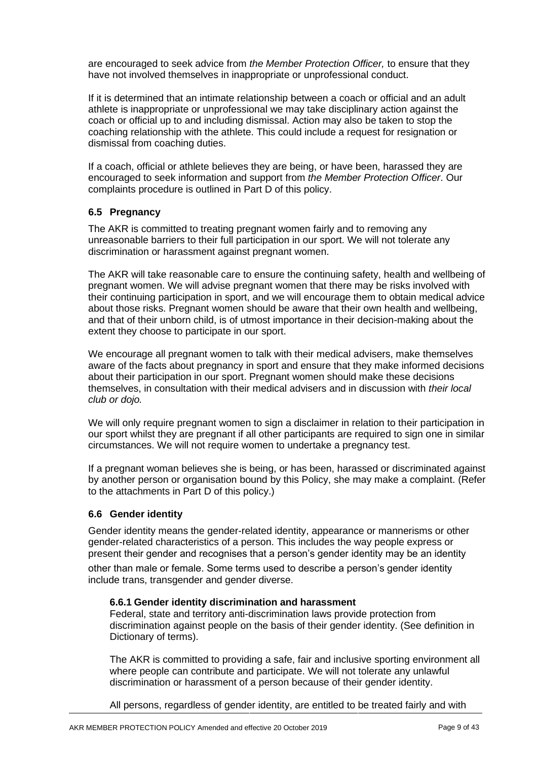are encouraged to seek advice from *the Member Protection Officer,* to ensure that they have not involved themselves in inappropriate or unprofessional conduct.

If it is determined that an intimate relationship between a coach or official and an adult athlete is inappropriate or unprofessional we may take disciplinary action against the coach or official up to and including dismissal. Action may also be taken to stop the coaching relationship with the athlete. This could include a request for resignation or dismissal from coaching duties.

If a coach, official or athlete believes they are being, or have been, harassed they are encouraged to seek information and support from *the Member Protection Officer*. Our complaints procedure is outlined in Part D of this policy.

### 6.5 Pregnancy

The AKR is committed to treating pregnant women fairly and to removing any unreasonable barriers to their full participation in our sport. We will not tolerate any discrimination or harassment against pregnant women.

The AKR will take reasonable care to ensure the continuing safety, health and wellbeing of pregnant women. We will advise pregnant women that there may be risks involved with their continuing participation in sport, and we will encourage them to obtain medical advice about those risks. Pregnant women should be aware that their own health and wellbeing, and that of their unborn child, is of utmost importance in their decision-making about the extent they choose to participate in our sport.

We encourage all pregnant women to talk with their medical advisers, make themselves aware of the facts about pregnancy in sport and ensure that they make informed decisions about their participation in our sport. Pregnant women should make these decisions themselves, in consultation with their medical advisers and in discussion with *their local club or dojo.*

We will only require pregnant women to sign a disclaimer in relation to their participation in our sport whilst they are pregnant if all other participants are required to sign one in similar circumstances. We will not require women to undertake a pregnancy test.

If a pregnant woman believes she is being, or has been, harassed or discriminated against by another person or organisation bound by this Policy, she may make a complaint. (Refer to the attachments in Part D of this policy.)

### 6.6 Gender identity

Gender identity means the gender-related identity, appearance or mannerisms or other gender-related characteristics of a person. This includes the way people express or present their gender and recognises that a person's gender identity may be an identity other than male or female. Some terms used to describe a person's gender identity include trans, transgender and gender diverse.

#### 6.6.1 Gender identity discrimination and harassment

Federal, state and territory anti-discrimination laws provide protection from discrimination against people on the basis of their gender identity. (See definition in Dictionary of terms).

The AKR is committed to providing a safe, fair and inclusive sporting environment all where people can contribute and participate. We will not tolerate any unlawful discrimination or harassment of a person because of their gender identity.

All persons, regardless of gender identity, are entitled to be treated fairly and with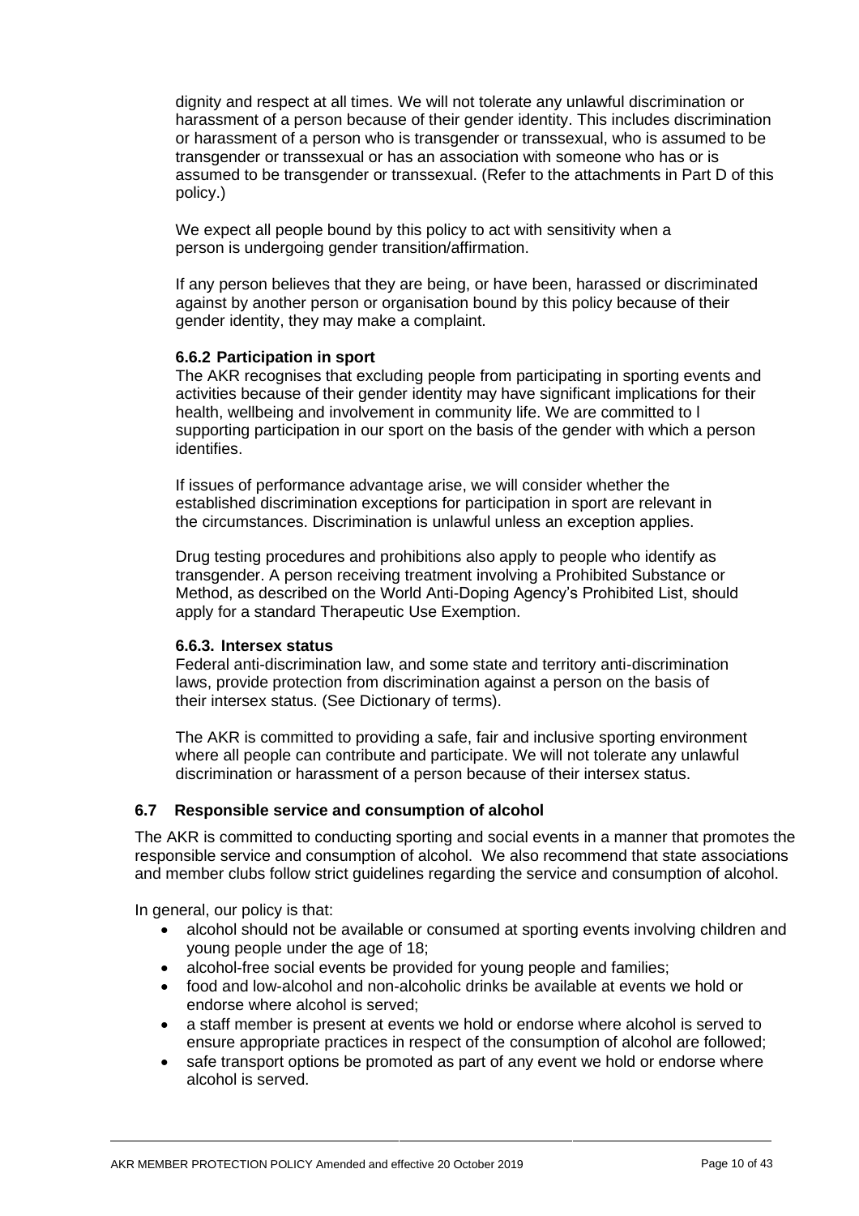dignity and respect at all times. We will not tolerate any unlawful discrimination or harassment of a person because of their gender identity. This includes discrimination or harassment of a person who is transgender or transsexual, who is assumed to be transgender or transsexual or has an association with someone who has or is assumed to be transgender or transsexual. (Refer to the attachments in Part D of this policy.)

We expect all people bound by this policy to act with sensitivity when a person is undergoing gender transition/affirmation.

If any person believes that they are being, or have been, harassed or discriminated against by another person or organisation bound by this policy because of their gender identity, they may make a complaint.

#### 6.6.2 Participation in sport

The AKR recognises that excluding people from participating in sporting events and activities because of their gender identity may have significant implications for their health, wellbeing and involvement in community life. We are committed to l supporting participation in our sport on the basis of the gender with which a person identifies.

If issues of performance advantage arise, we will consider whether the established discrimination exceptions for participation in sport are relevant in the circumstances. Discrimination is unlawful unless an exception applies.

Drug testing procedures and prohibitions also apply to people who identify as transgender. A person receiving treatment involving a Prohibited Substance or Method, as described on the World Anti-Doping Agency's Prohibited List, should apply for a standard Therapeutic Use Exemption.

#### 6.6.3. Intersex status

Federal anti-discrimination law, and some state and territory anti-discrimination laws, provide protection from discrimination against a person on the basis of their intersex status. (See Dictionary of terms).

The AKR is committed to providing a safe, fair and inclusive sporting environment where all people can contribute and participate. We will not tolerate any unlawful discrimination or harassment of a person because of their intersex status.

### 6.7 Responsible service and consumption of alcohol

The AKR is committed to conducting sporting and social events in a manner that promotes the responsible service and consumption of alcohol. We also recommend that state associations and member clubs follow strict guidelines regarding the service and consumption of alcohol.

In general, our policy is that:

- alcohol should not be available or consumed at sporting events involving children and young people under the age of 18;
- alcohol-free social events be provided for young people and families;
- food and low-alcohol and non-alcoholic drinks be available at events we hold or endorse where alcohol is served;
- a staff member is present at events we hold or endorse where alcohol is served to ensure appropriate practices in respect of the consumption of alcohol are followed;
- safe transport options be promoted as part of any event we hold or endorse where alcohol is served.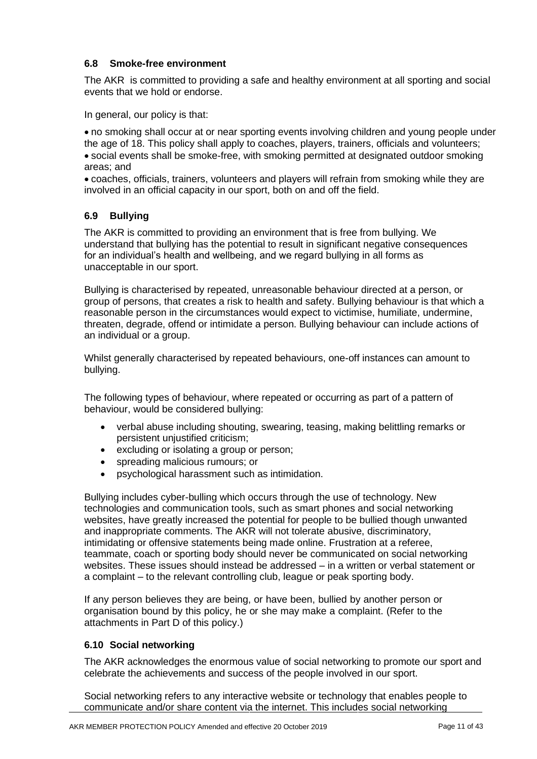### 6.8 Smoke-free environment

The AKR is committed to providing a safe and healthy environment at all sporting and social events that we hold or endorse.

In general, our policy is that:

- no smoking shall occur at or near sporting events involving children and young people under the age of 18. This policy shall apply to coaches, players, trainers, officials and volunteers;
- social events shall be smoke-free, with smoking permitted at designated outdoor smoking areas; and
- coaches, officials, trainers, volunteers and players will refrain from smoking while they are involved in an official capacity in our sport, both on and off the field.

### 6.9 Bullying

The AKR is committed to providing an environment that is free from bullying. We understand that bullying has the potential to result in significant negative consequences for an individual's health and wellbeing, and we regard bullying in all forms as unacceptable in our sport.

Bullying is characterised by repeated, unreasonable behaviour directed at a person, or group of persons, that creates a risk to health and safety. Bullying behaviour is that which a reasonable person in the circumstances would expect to victimise, humiliate, undermine, threaten, degrade, offend or intimidate a person. Bullying behaviour can include actions of an individual or a group.

Whilst generally characterised by repeated behaviours, one-off instances can amount to bullying.

The following types of behaviour, where repeated or occurring as part of a pattern of behaviour, would be considered bullying:

- verbal abuse including shouting, swearing, teasing, making belittling remarks or persistent unjustified criticism;
- excluding or isolating a group or person;
- spreading malicious rumours; or
- psychological harassment such as intimidation.

Bullying includes cyber-bulling which occurs through the use of technology. New technologies and communication tools, such as smart phones and social networking websites, have greatly increased the potential for people to be bullied though unwanted and inappropriate comments. The AKR will not tolerate abusive, discriminatory, intimidating or offensive statements being made online. Frustration at a referee, teammate, coach or sporting body should never be communicated on social networking websites. These issues should instead be addressed – in a written or verbal statement or a complaint – to the relevant controlling club, league or peak sporting body.

If any person believes they are being, or have been, bullied by another person or organisation bound by this policy, he or she may make a complaint. (Refer to the attachments in Part D of this policy.)

### 6.10 Social networking

The AKR acknowledges the enormous value of social networking to promote our sport and celebrate the achievements and success of the people involved in our sport.

Social networking refers to any interactive website or technology that enables people to communicate and/or share content via the internet. This includes social networking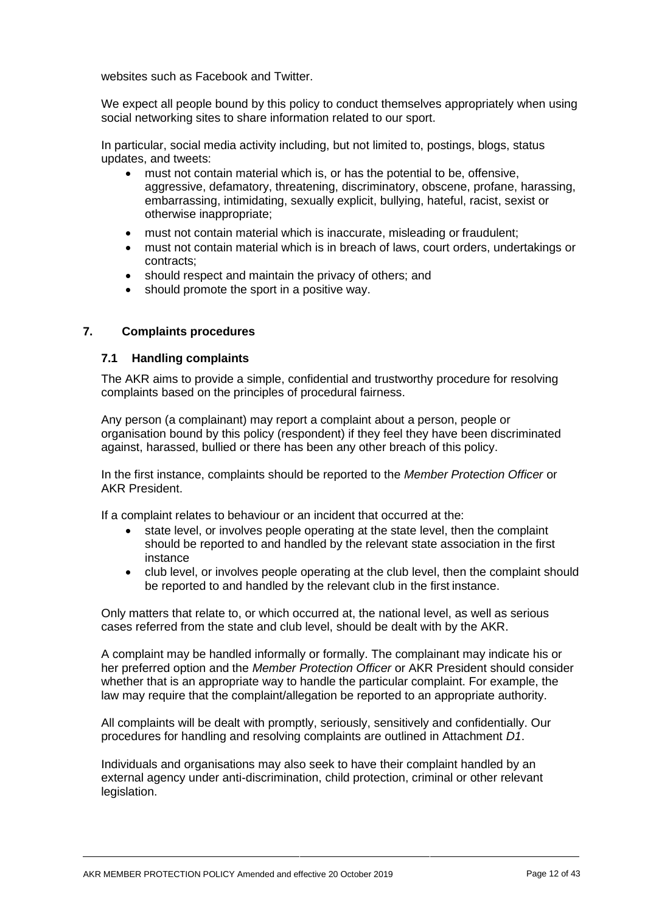websites such as Facebook and Twitter.

We expect all people bound by this policy to conduct themselves appropriately when using social networking sites to share information related to our sport.

In particular, social media activity including, but not limited to, postings, blogs, status updates, and tweets:

- must not contain material which is, or has the potential to be, offensive, aggressive, defamatory, threatening, discriminatory, obscene, profane, harassing, embarrassing, intimidating, sexually explicit, bullying, hateful, racist, sexist or otherwise inappropriate;
- must not contain material which is inaccurate, misleading or fraudulent;
- must not contain material which is in breach of laws, court orders, undertakings or contracts;
- should respect and maintain the privacy of others; and
- should promote the sport in a positive way.

## 7. Complaints procedures

### 7.1 Handling complaints

The AKR aims to provide a simple, confidential and trustworthy procedure for resolving complaints based on the principles of procedural fairness.

Any person (a complainant) may report a complaint about a person, people or organisation bound by this policy (respondent) if they feel they have been discriminated against, harassed, bullied or there has been any other breach of this policy.

In the first instance, complaints should be reported to the *Member Protection Officer* or AKR President.

If a complaint relates to behaviour or an incident that occurred at the:

- state level, or involves people operating at the state level, then the complaint should be reported to and handled by the relevant state association in the first instance
- club level, or involves people operating at the club level, then the complaint should be reported to and handled by the relevant club in the first instance.

Only matters that relate to, or which occurred at, the national level, as well as serious cases referred from the state and club level, should be dealt with by the AKR.

A complaint may be handled informally or formally. The complainant may indicate his or her preferred option and the *Member Protection Officer* or AKR President should consider whether that is an appropriate way to handle the particular complaint. For example, the law may require that the complaint/allegation be reported to an appropriate authority.

All complaints will be dealt with promptly, seriously, sensitively and confidentially. Our procedures for handling and resolving complaints are outlined in Attachment *D1*.

Individuals and organisations may also seek to have their complaint handled by an external agency under anti-discrimination, child protection, criminal or other relevant legislation.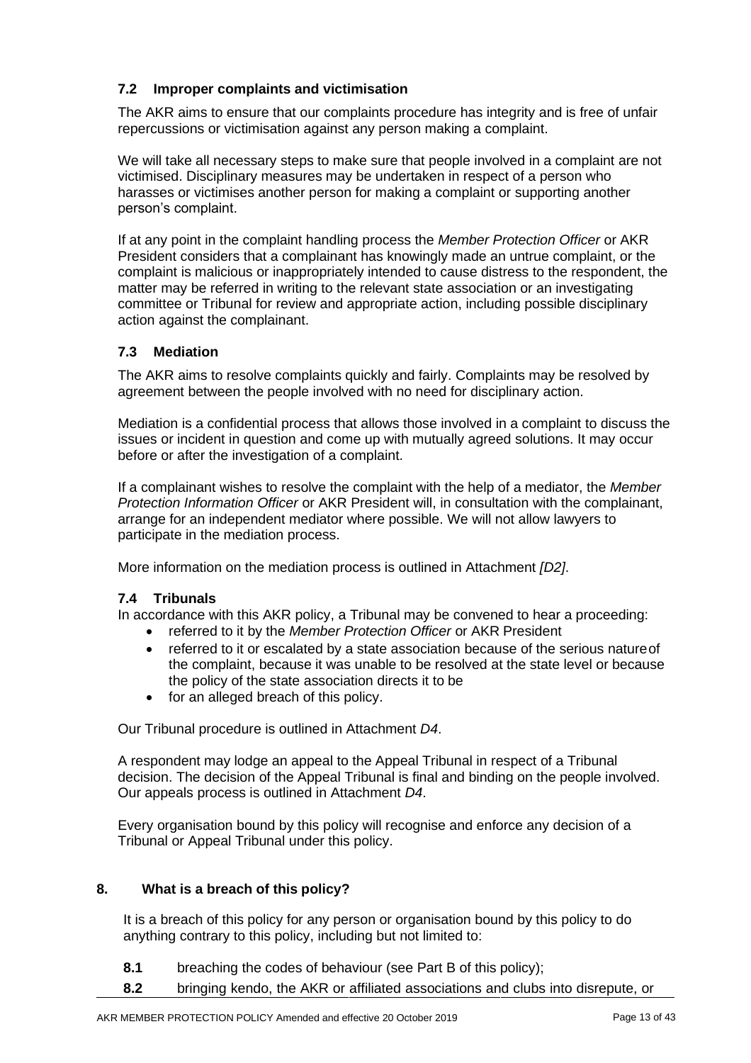### 7.2 Improper complaints and victimisation

The AKR aims to ensure that our complaints procedure has integrity and is free of unfair repercussions or victimisation against any person making a complaint.

We will take all necessary steps to make sure that people involved in a complaint are not victimised. Disciplinary measures may be undertaken in respect of a person who harasses or victimises another person for making a complaint or supporting another person's complaint.

If at any point in the complaint handling process the *Member Protection Officer* or AKR President considers that a complainant has knowingly made an untrue complaint, or the complaint is malicious or inappropriately intended to cause distress to the respondent, the matter may be referred in writing to the relevant state association or an investigating committee or Tribunal for review and appropriate action, including possible disciplinary action against the complainant.

### 7.3 Mediation

The AKR aims to resolve complaints quickly and fairly. Complaints may be resolved by agreement between the people involved with no need for disciplinary action.

Mediation is a confidential process that allows those involved in a complaint to discuss the issues or incident in question and come up with mutually agreed solutions. It may occur before or after the investigation of a complaint.

If a complainant wishes to resolve the complaint with the help of a mediator, the *Member Protection Information Officer* or AKR President will, in consultation with the complainant, arrange for an independent mediator where possible. We will not allow lawyers to participate in the mediation process.

More information on the mediation process is outlined in Attachment *[D2]*.

### 7.4 Tribunals

In accordance with this AKR policy, a Tribunal may be convened to hear a proceeding:

- referred to it by the *Member Protection Officer* or AKR President
- referred to it or escalated by a state association because of the serious nature of the complaint, because it was unable to be resolved at the state level or because the policy of the state association directs it to be
- for an alleged breach of this policy.

Our Tribunal procedure is outlined in Attachment *D4*.

A respondent may lodge an appeal to the Appeal Tribunal in respect of a Tribunal decision. The decision of the Appeal Tribunal is final and binding on the people involved. Our appeals process is outlined in Attachment *D4*.

Every organisation bound by this policy will recognise and enforce any decision of a Tribunal or Appeal Tribunal under this policy.

## 8. What is a breach of this policy?

It is a breach of this policy for any person or organisation bound by this policy to do anything contrary to this policy, including but not limited to:

**8.1** breaching the codes of behaviour (see Part B of this policy);

**8.2** bringing kendo, the AKR or affiliated associations and clubs into disrepute, or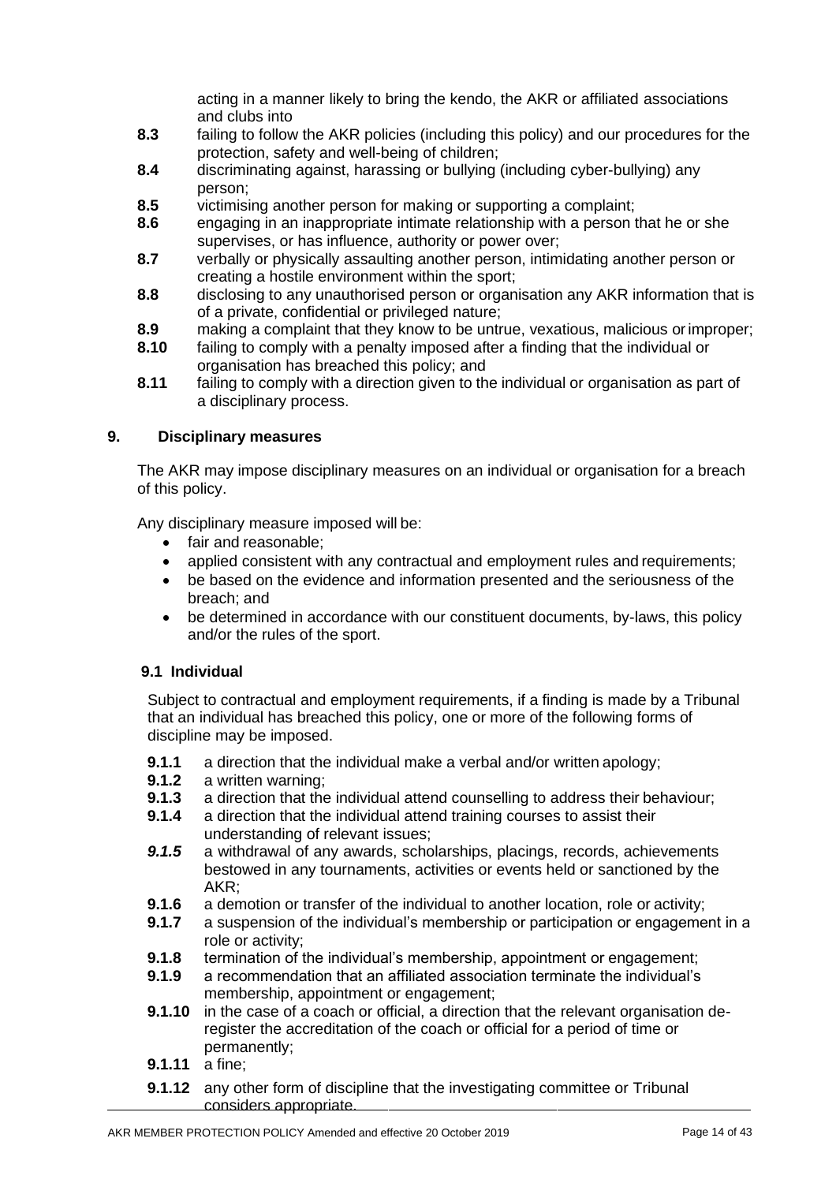acting in a manner likely to bring the kendo, the AKR or affiliated associations and clubs into

**8.3** failing to follow the AKR policies (including this policy) and our procedures for the protection, safety and well-being of children;

**8.4** discriminating against, harassing or bullying (including cyber-bullying) any person;

**8.5** victimising another person for making or supporting a complaint;

**8.6** engaging in an inappropriate intimate relationship with a person that he or she supervises, or has influence, authority or power over;

**8.7** verbally or physically assaulting another person, intimidating another person or creating a hostile environment within the sport;

**8.8** disclosing to any unauthorised person or organisation any AKR information that is of a private, confidential or privileged nature;

**8.9** making a complaint that they know to be untrue, vexatious, malicious or improper;

**8.10** failing to comply with a penalty imposed after a finding that the individual or organisation has breached this policy; and

**8.11** failing to comply with a direction given to the individual or organisation as part of a disciplinary process.

## 9. Disciplinary measures

The AKR may impose disciplinary measures on an individual or organisation for a breach of this policy.

Any disciplinary measure imposed will be:

- fair and reasonable;
- applied consistent with any contractual and employment rules and requirements;
- be based on the evidence and information presented and the seriousness of the breach; and
- be determined in accordance with our constituent documents, by-laws, this policy and/or the rules of the sport.

### 9.1 Individual

Subject to contractual and employment requirements, if a finding is made by a Tribunal that an individual has breached this policy, one or more of the following forms of discipline may be imposed.

**9.1.1** a direction that the individual make a verbal and/or written apology;

**9.1.2** a written warning;

**9.1.3** a direction that the individual attend counselling to address their behaviour;

**9.1.4** a direction that the individual attend training courses to assist their understanding of relevant issues;

***9.1.5*** a withdrawal of any awards, scholarships, placings, records, achievements bestowed in any tournaments, activities or events held or sanctioned by the AKR;

**9.1.6** a demotion or transfer of the individual to another location, role or activity;

**9.1.7** a suspension of the individual's membership or participation or engagement in a role or activity;

**9.1.8** termination of the individual's membership, appointment or engagement;

**9.1.9** a recommendation that an affiliated association terminate the individual's membership, appointment or engagement;

**9.1.10** in the case of a coach or official, a direction that the relevant organisation de-register the accreditation of the coach or official for a period of time or permanently;

**9.1.11** a fine;

**9.1.12** any other form of discipline that the investigating committee or Tribunal considers appropriate.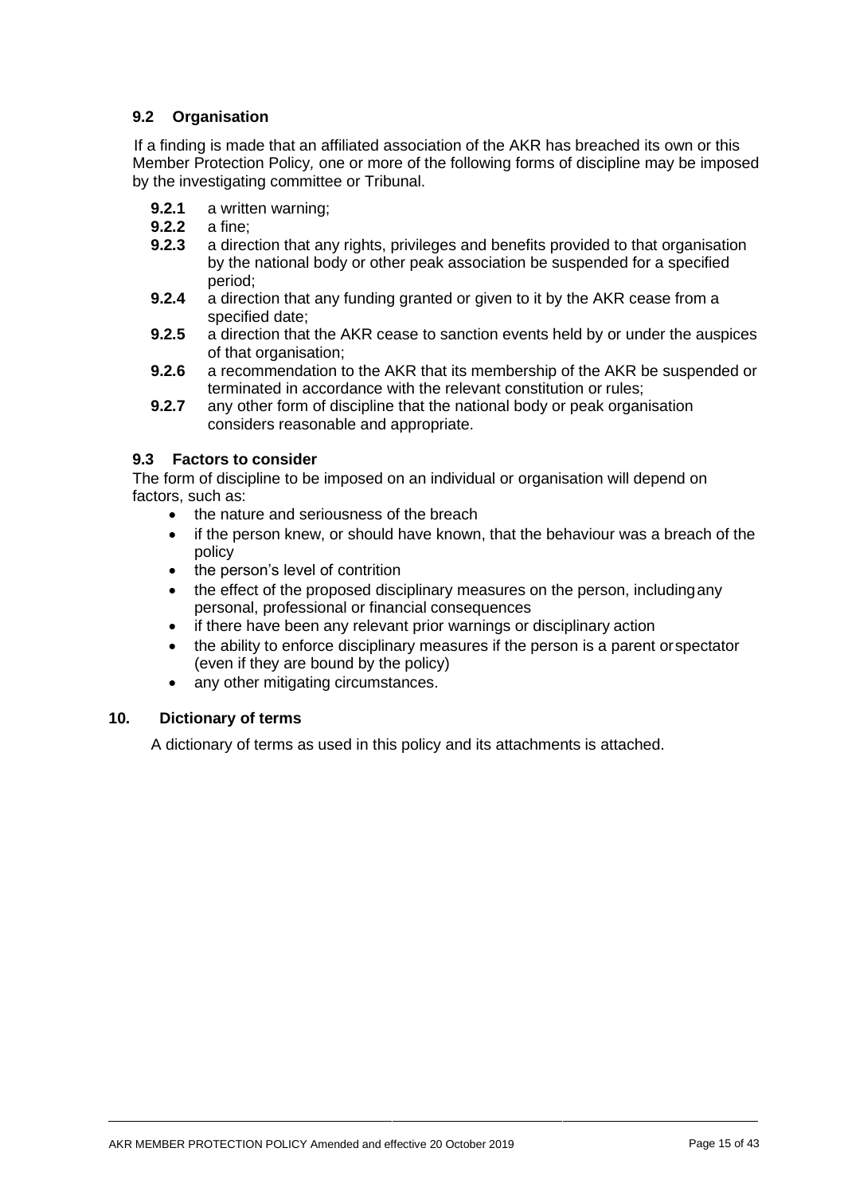### 9.2 Organisation

If a finding is made that an affiliated association of the AKR has breached its own or this Member Protection Policy*,* one or more of the following forms of discipline may be imposed by the investigating committee or Tribunal.

- **9.2.1** a written warning;
- **9.2.2** a fine;
- **9.2.3** a direction that any rights, privileges and benefits provided to that organisation by the national body or other peak association be suspended for a specified period;
- **9.2.4** a direction that any funding granted or given to it by the AKR cease from a specified date;
- **9.2.5** a direction that the AKR cease to sanction events held by or under the auspices of that organisation;
- **9.2.6** a recommendation to the AKR that its membership of the AKR be suspended or terminated in accordance with the relevant constitution or rules;
- **9.2.7** any other form of discipline that the national body or peak organisation considers reasonable and appropriate.

### 9.3 Factors to consider

The form of discipline to be imposed on an individual or organisation will depend on factors, such as:

- the nature and seriousness of the breach
- if the person knew, or should have known, that the behaviour was a breach of the policy
- the person's level of contrition
- the effect of the proposed disciplinary measures on the person, including any personal, professional or financial consequences
- if there have been any relevant prior warnings or disciplinary action
- the ability to enforce disciplinary measures if the person is a parent or spectator (even if they are bound by the policy)
- any other mitigating circumstances.

## 10. Dictionary of terms

A dictionary of terms as used in this policy and its attachments is attached.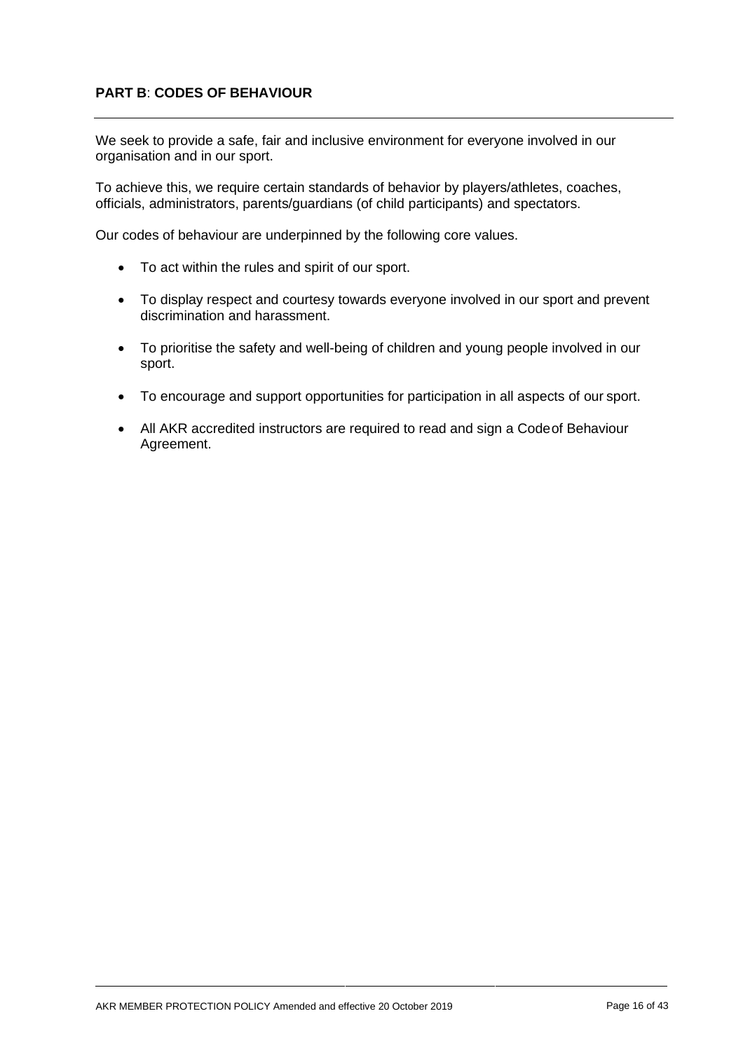## **PART B**: **CODES OF BEHAVIOUR**

We seek to provide a safe, fair and inclusive environment for everyone involved in our organisation and in our sport.

To achieve this, we require certain standards of behavior by players/athletes, coaches, officials, administrators, parents/guardians (of child participants) and spectators.

Our codes of behaviour are underpinned by the following core values.

- To act within the rules and spirit of our sport.
- To display respect and courtesy towards everyone involved in our sport and prevent discrimination and harassment.
- To prioritise the safety and well-being of children and young people involved in our sport.
- To encourage and support opportunities for participation in all aspects of our sport.
- All AKR accredited instructors are required to read and sign a Codeof Behaviour Agreement.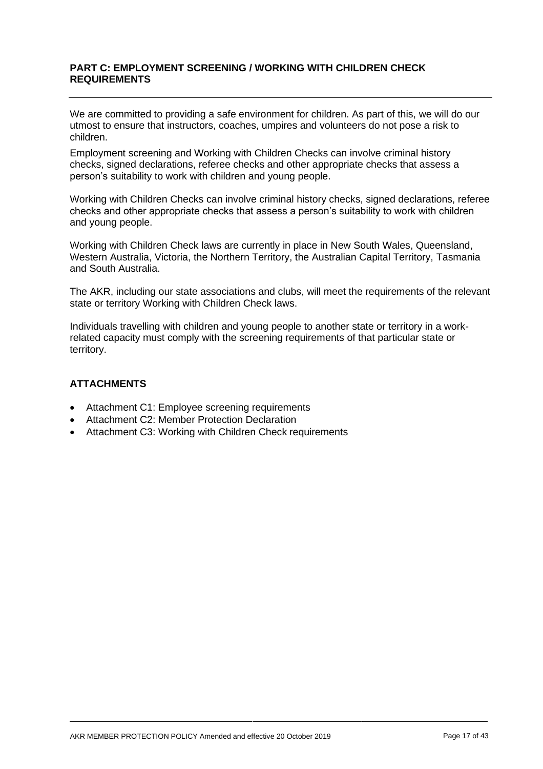## PART C: EMPLOYMENT SCREENING / WORKING WITH CHILDREN CHECK REQUIREMENTS

We are committed to providing a safe environment for children. As part of this, we will do our utmost to ensure that instructors, coaches, umpires and volunteers do not pose a risk to children.

Employment screening and Working with Children Checks can involve criminal history checks, signed declarations, referee checks and other appropriate checks that assess a person's suitability to work with children and young people.

Working with Children Checks can involve criminal history checks, signed declarations, referee checks and other appropriate checks that assess a person's suitability to work with children and young people.

Working with Children Check laws are currently in place in New South Wales, Queensland, Western Australia, Victoria, the Northern Territory, the Australian Capital Territory, Tasmania and South Australia.

The AKR, including our state associations and clubs, will meet the requirements of the relevant state or territory Working with Children Check laws.

Individuals travelling with children and young people to another state or territory in a work-related capacity must comply with the screening requirements of that particular state or territory.

### ATTACHMENTS

- Attachment C1: Employee screening requirements
- Attachment C2: Member Protection Declaration
- Attachment C3: Working with Children Check requirements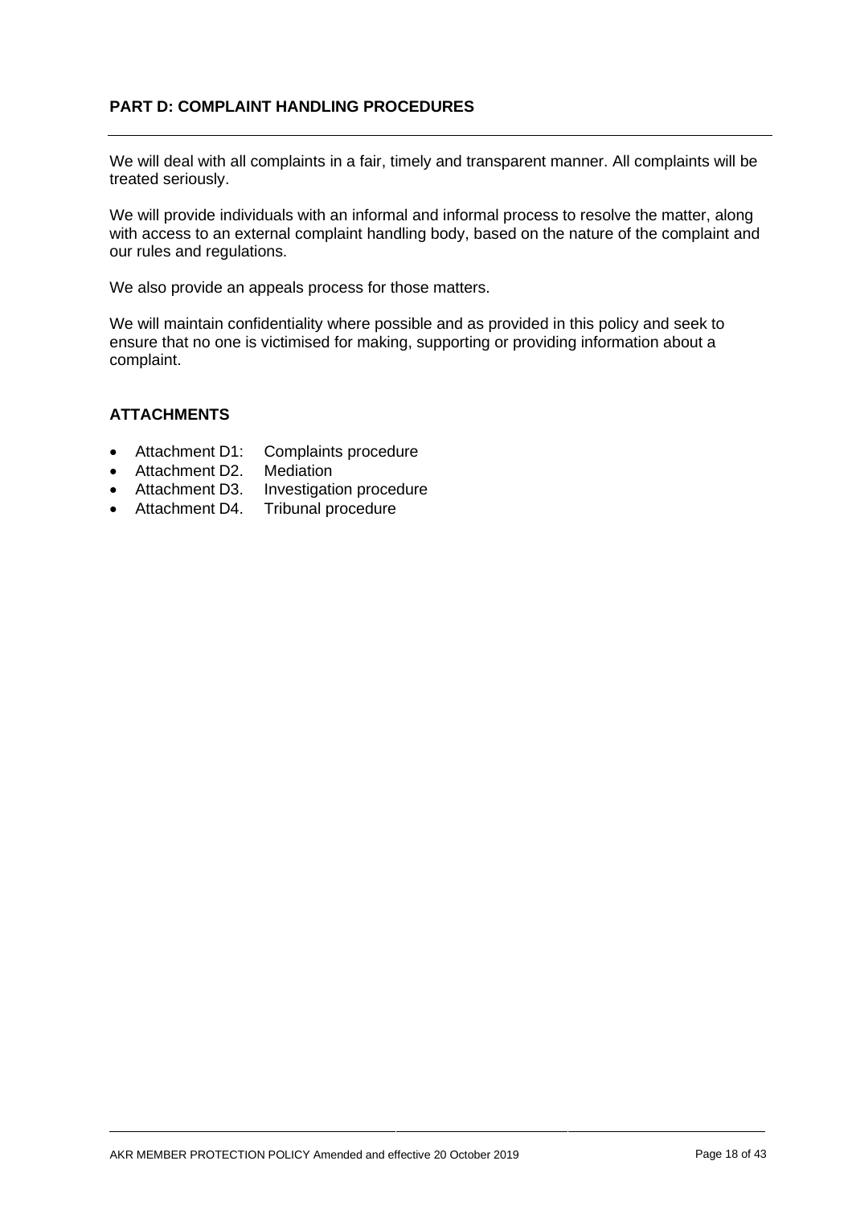## PART D: COMPLAINT HANDLING PROCEDURES

We will deal with all complaints in a fair, timely and transparent manner. All complaints will be treated seriously.

We will provide individuals with an informal and informal process to resolve the matter, along with access to an external complaint handling body, based on the nature of the complaint and our rules and regulations.

We also provide an appeals process for those matters.

We will maintain confidentiality where possible and as provided in this policy and seek to ensure that no one is victimised for making, supporting or providing information about a complaint.

### ATTACHMENTS

- Attachment D1: Complaints procedure
- Attachment D2. Mediation
- Attachment D3. Investigation procedure
- Attachment D4. Tribunal procedure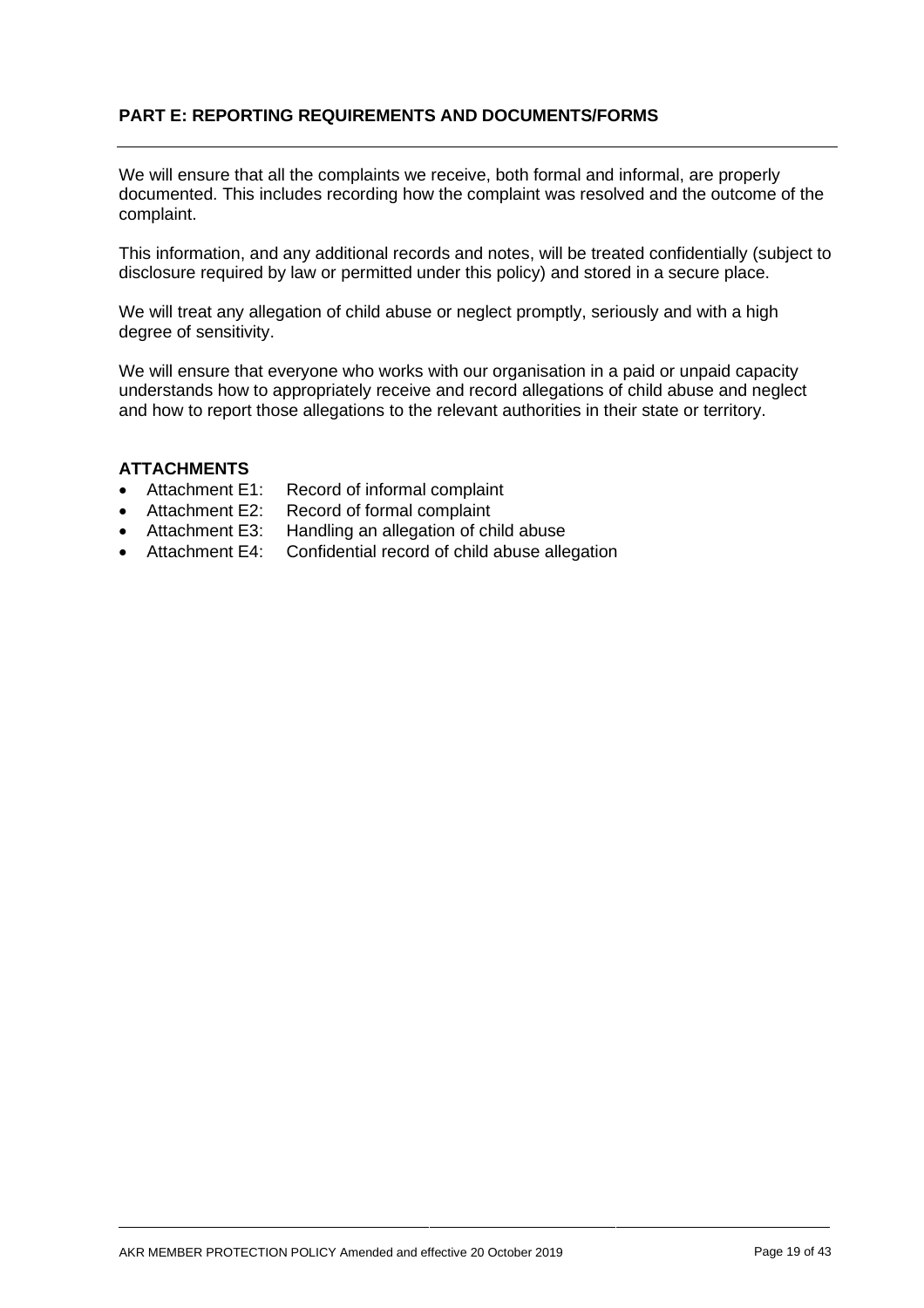## PART E: REPORTING REQUIREMENTS AND DOCUMENTS/FORMS

We will ensure that all the complaints we receive, both formal and informal, are properly documented. This includes recording how the complaint was resolved and the outcome of the complaint.

This information, and any additional records and notes, will be treated confidentially (subject to disclosure required by law or permitted under this policy) and stored in a secure place.

We will treat any allegation of child abuse or neglect promptly, seriously and with a high degree of sensitivity.

We will ensure that everyone who works with our organisation in a paid or unpaid capacity understands how to appropriately receive and record allegations of child abuse and neglect and how to report those allegations to the relevant authorities in their state or territory.

### ATTACHMENTS

- Attachment E1: Record of informal complaint
- Attachment E2: Record of formal complaint
- Attachment E3: Handling an allegation of child abuse
- Attachment E4: Confidential record of child abuse allegation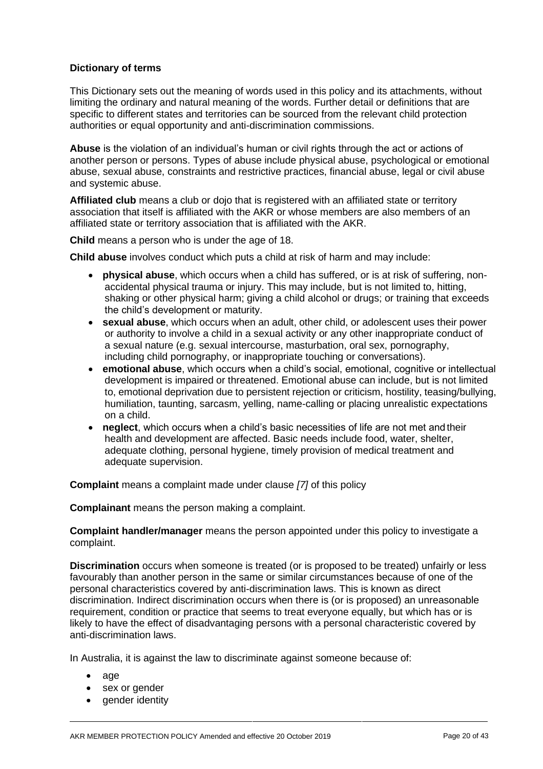**Dictionary of terms**

This Dictionary sets out the meaning of words used in this policy and its attachments, without limiting the ordinary and natural meaning of the words. Further detail or definitions that are specific to different states and territories can be sourced from the relevant child protection authorities or equal opportunity and anti-discrimination commissions.

**Abuse** is the violation of an individual's human or civil rights through the act or actions of another person or persons. Types of abuse include physical abuse, psychological or emotional abuse, sexual abuse, constraints and restrictive practices, financial abuse, legal or civil abuse and systemic abuse.

**Affiliated club** means a club or dojo that is registered with an affiliated state or territory association that itself is affiliated with the AKR or whose members are also members of an affiliated state or territory association that is affiliated with the AKR.

**Child** means a person who is under the age of 18.

**Child abuse** involves conduct which puts a child at risk of harm and may include:

- **physical abuse**, which occurs when a child has suffered, or is at risk of suffering, non-accidental physical trauma or injury. This may include, but is not limited to, hitting, shaking or other physical harm; giving a child alcohol or drugs; or training that exceeds the child's development or maturity.
- **sexual abuse**, which occurs when an adult, other child, or adolescent uses their power or authority to involve a child in a sexual activity or any other inappropriate conduct of a sexual nature (e.g. sexual intercourse, masturbation, oral sex, pornography, including child pornography, or inappropriate touching or conversations).
- **emotional abuse**, which occurs when a child's social, emotional, cognitive or intellectual development is impaired or threatened. Emotional abuse can include, but is not limited to, emotional deprivation due to persistent rejection or criticism, hostility, teasing/bullying, humiliation, taunting, sarcasm, yelling, name-calling or placing unrealistic expectations on a child.
- **neglect**, which occurs when a child's basic necessities of life are not met and their health and development are affected. Basic needs include food, water, shelter, adequate clothing, personal hygiene, timely provision of medical treatment and adequate supervision.

**Complaint** means a complaint made under clause *[7]* of this policy

**Complainant** means the person making a complaint.

**Complaint handler/manager** means the person appointed under this policy to investigate a complaint.

**Discrimination** occurs when someone is treated (or is proposed to be treated) unfairly or less favourably than another person in the same or similar circumstances because of one of the personal characteristics covered by anti-discrimination laws. This is known as direct discrimination. Indirect discrimination occurs when there is (or is proposed) an unreasonable requirement, condition or practice that seems to treat everyone equally, but which has or is likely to have the effect of disadvantaging persons with a personal characteristic covered by anti-discrimination laws.

In Australia, it is against the law to discriminate against someone because of:

- age
- sex or gender
- gender identity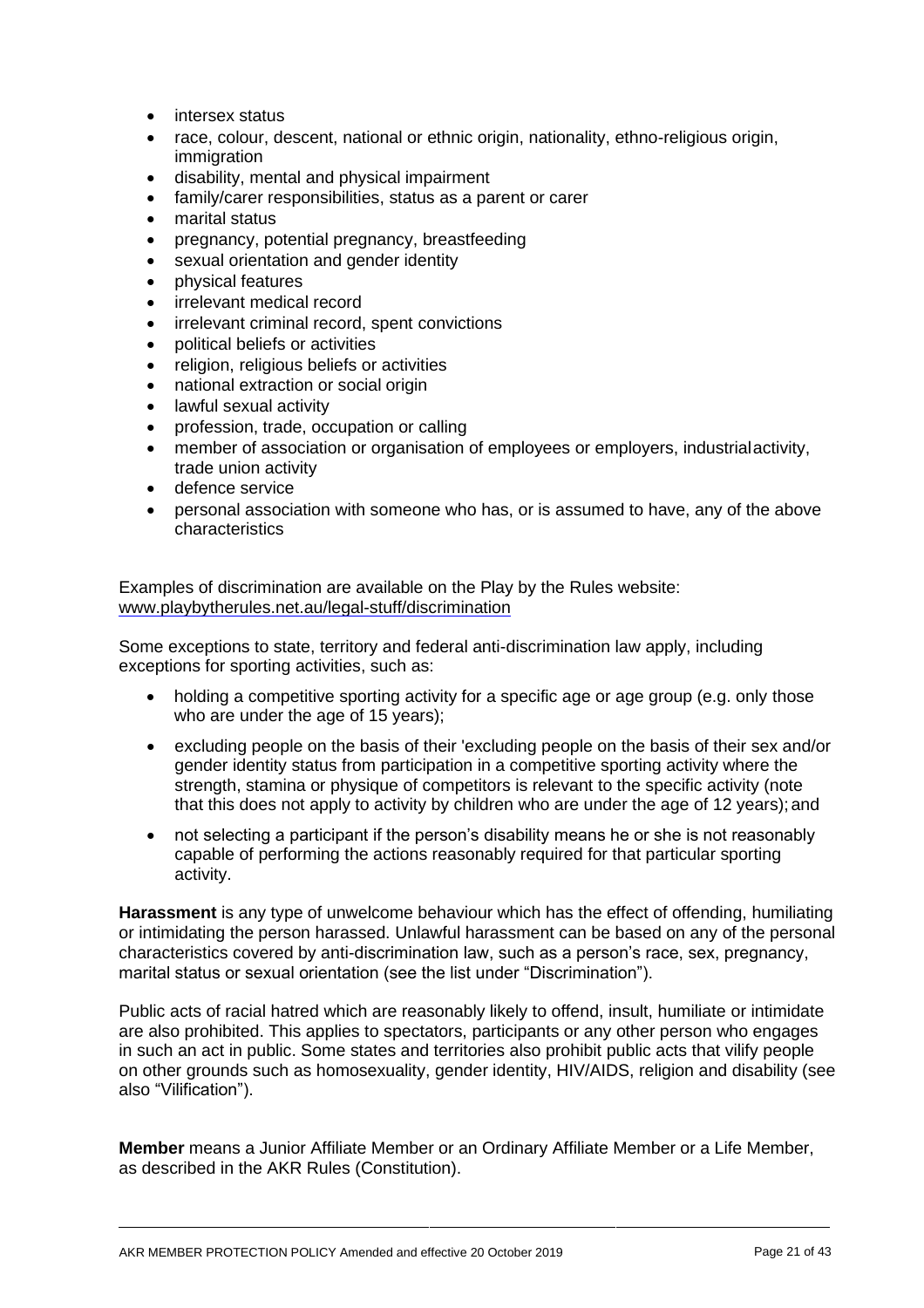- intersex status
- race, colour, descent, national or ethnic origin, nationality, ethno-religious origin, immigration
- disability, mental and physical impairment
- family/carer responsibilities, status as a parent or carer
- marital status
- pregnancy, potential pregnancy, breastfeeding
- sexual orientation and gender identity
- physical features
- irrelevant medical record
- irrelevant criminal record, spent convictions
- political beliefs or activities
- religion, religious beliefs or activities
- national extraction or social origin
- lawful sexual activity
- profession, trade, occupation or calling
- member of association or organisation of employees or employers, industrialactivity, trade union activity
- defence service
- personal association with someone who has, or is assumed to have, any of the above characteristics

Examples of discrimination are available on the Play by the Rules website: www.playbytherules.net.au/legal-stuff/discrimination

Some exceptions to state, territory and federal anti-discrimination law apply, including exceptions for sporting activities, such as:

- holding a competitive sporting activity for a specific age or age group (e.g. only those who are under the age of 15 years);
- excluding people on the basis of their 'excluding people on the basis of their sex and/or gender identity status from participation in a competitive sporting activity where the strength, stamina or physique of competitors is relevant to the specific activity (note that this does not apply to activity by children who are under the age of 12 years); and
- not selecting a participant if the person's disability means he or she is not reasonably capable of performing the actions reasonably required for that particular sporting activity.

**Harassment** is any type of unwelcome behaviour which has the effect of offending, humiliating or intimidating the person harassed. Unlawful harassment can be based on any of the personal characteristics covered by anti-discrimination law, such as a person's race, sex, pregnancy, marital status or sexual orientation (see the list under "Discrimination").

Public acts of racial hatred which are reasonably likely to offend, insult, humiliate or intimidate are also prohibited. This applies to spectators, participants or any other person who engages in such an act in public. Some states and territories also prohibit public acts that vilify people on other grounds such as homosexuality, gender identity, HIV/AIDS, religion and disability (see also "Vilification").

**Member** means a Junior Affiliate Member or an Ordinary Affiliate Member or a Life Member, as described in the AKR Rules (Constitution).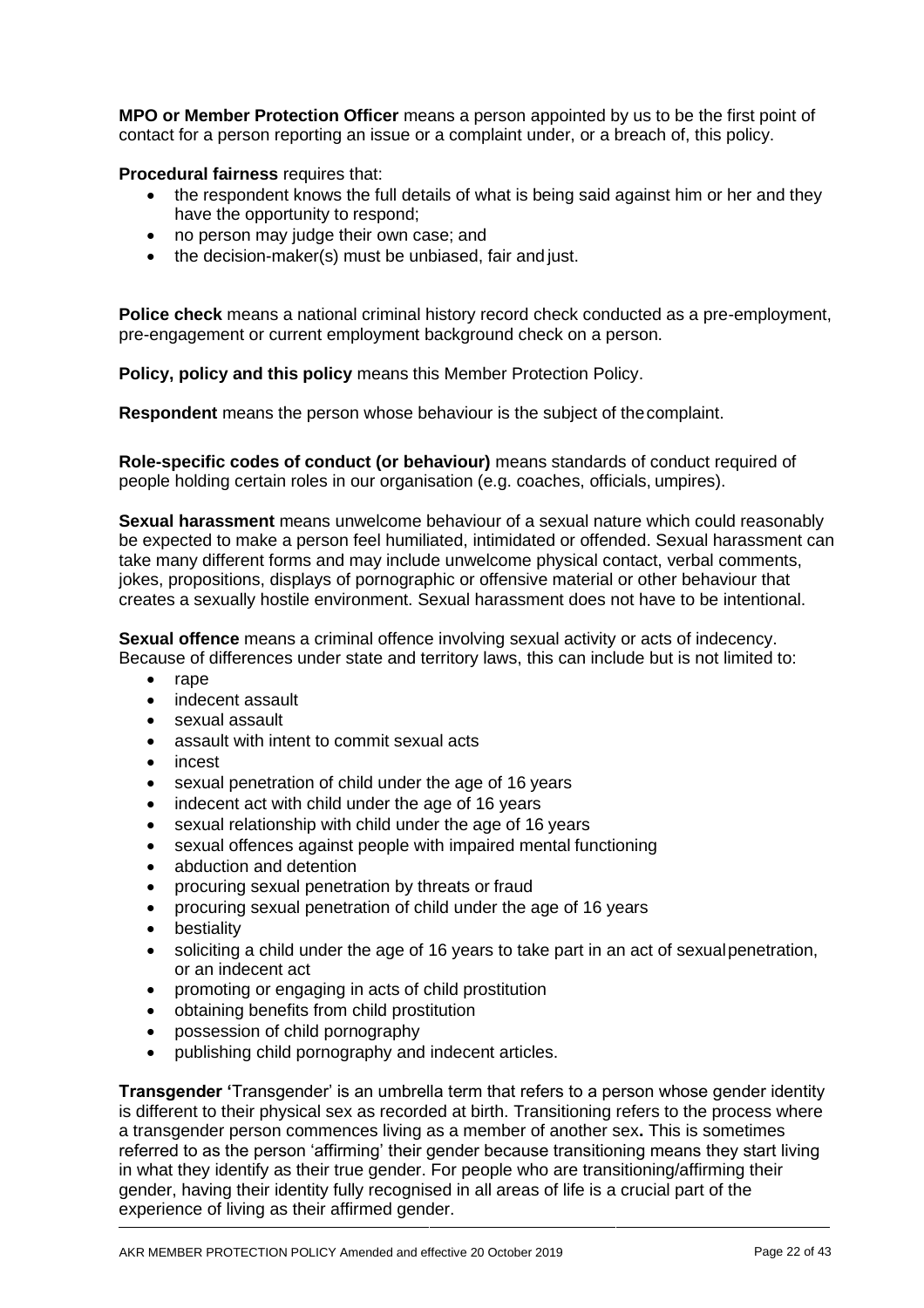**MPO or Member Protection Officer** means a person appointed by us to be the first point of contact for a person reporting an issue or a complaint under, or a breach of, this policy.

**Procedural fairness** requires that:

- the respondent knows the full details of what is being said against him or her and they have the opportunity to respond;
- no person may judge their own case; and
- the decision-maker(s) must be unbiased, fair and just.

**Police check** means a national criminal history record check conducted as a pre-employment, pre-engagement or current employment background check on a person.

**Policy, policy and this policy** means this Member Protection Policy.

**Respondent** means the person whose behaviour is the subject of the complaint.

**Role-specific codes of conduct (or behaviour)** means standards of conduct required of people holding certain roles in our organisation (e.g. coaches, officials, umpires).

**Sexual harassment** means unwelcome behaviour of a sexual nature which could reasonably be expected to make a person feel humiliated, intimidated or offended. Sexual harassment can take many different forms and may include unwelcome physical contact, verbal comments, jokes, propositions, displays of pornographic or offensive material or other behaviour that creates a sexually hostile environment. Sexual harassment does not have to be intentional.

**Sexual offence** means a criminal offence involving sexual activity or acts of indecency. Because of differences under state and territory laws, this can include but is not limited to:

- rape
- indecent assault
- sexual assault
- assault with intent to commit sexual acts
- incest
- sexual penetration of child under the age of 16 years
- indecent act with child under the age of 16 years
- sexual relationship with child under the age of 16 years
- sexual offences against people with impaired mental functioning
- abduction and detention
- procuring sexual penetration by threats or fraud
- procuring sexual penetration of child under the age of 16 years
- bestiality
- soliciting a child under the age of 16 years to take part in an act of sexual penetration, or an indecent act
- promoting or engaging in acts of child prostitution
- obtaining benefits from child prostitution
- possession of child pornography
- publishing child pornography and indecent articles.

**Transgender** 'Transgender' is an umbrella term that refers to a person whose gender identity is different to their physical sex as recorded at birth. Transitioning refers to the process where a transgender person commences living as a member of another sex**.** This is sometimes referred to as the person 'affirming' their gender because transitioning means they start living in what they identify as their true gender. For people who are transitioning/affirming their gender, having their identity fully recognised in all areas of life is a crucial part of the experience of living as their affirmed gender.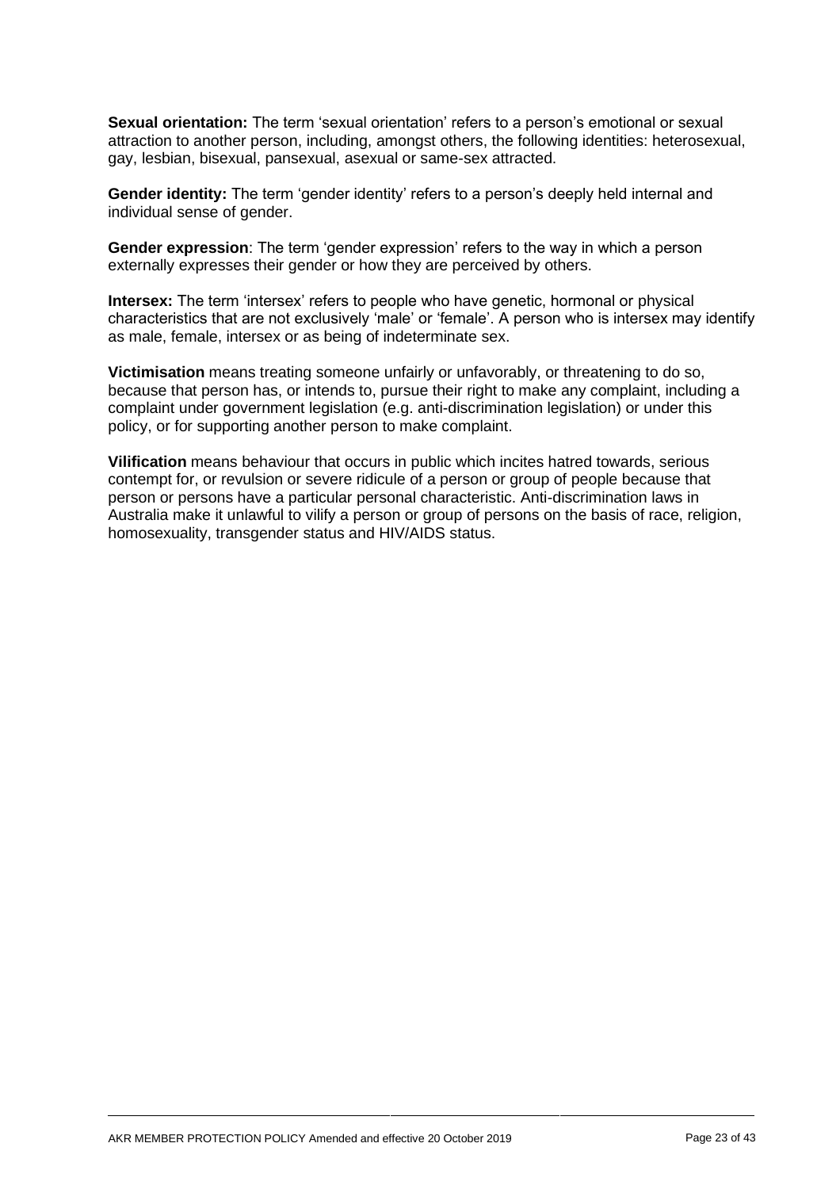**Sexual orientation:** The term 'sexual orientation' refers to a person's emotional or sexual attraction to another person, including, amongst others, the following identities: heterosexual, gay, lesbian, bisexual, pansexual, asexual or same-sex attracted.

**Gender identity:** The term 'gender identity' refers to a person's deeply held internal and individual sense of gender.

**Gender expression**: The term 'gender expression' refers to the way in which a person externally expresses their gender or how they are perceived by others.

**Intersex:** The term 'intersex' refers to people who have genetic, hormonal or physical characteristics that are not exclusively 'male' or 'female'. A person who is intersex may identify as male, female, intersex or as being of indeterminate sex.

**Victimisation** means treating someone unfairly or unfavorably, or threatening to do so, because that person has, or intends to, pursue their right to make any complaint, including a complaint under government legislation (e.g. anti-discrimination legislation) or under this policy, or for supporting another person to make complaint.

**Vilification** means behaviour that occurs in public which incites hatred towards, serious contempt for, or revulsion or severe ridicule of a person or group of people because that person or persons have a particular personal characteristic. Anti-discrimination laws in Australia make it unlawful to vilify a person or group of persons on the basis of race, religion, homosexuality, transgender status and HIV/AIDS status.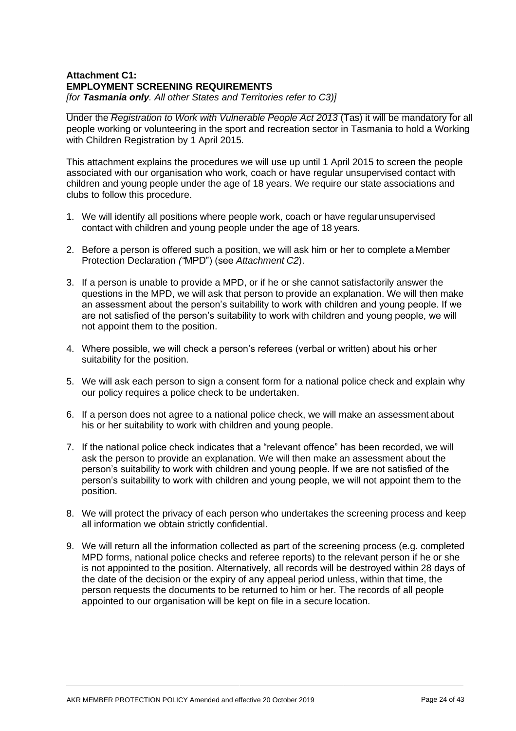**Attachment C1:**
**EMPLOYMENT SCREENING REQUIREMENTS**
*[for* ***Tasmania only****. All other States and Territories refer to C3)]*

Under the *Registration to Work with Vulnerable People Act 2013* (Tas) it will be mandatory for all people working or volunteering in the sport and recreation sector in Tasmania to hold a Working with Children Registration by 1 April 2015.

This attachment explains the procedures we will use up until 1 April 2015 to screen the people associated with our organisation who work, coach or have regular unsupervised contact with children and young people under the age of 18 years. We require our state associations and clubs to follow this procedure.

1. We will identify all positions where people work, coach or have regular unsupervised contact with children and young people under the age of 18 years.

2. Before a person is offered such a position, we will ask him or her to complete a Member Protection Declaration *("*MPD") (see *Attachment C2*).

3. If a person is unable to provide a MPD, or if he or she cannot satisfactorily answer the questions in the MPD, we will ask that person to provide an explanation. We will then make an assessment about the person's suitability to work with children and young people. If we are not satisfied of the person's suitability to work with children and young people, we will not appoint them to the position.

4. Where possible, we will check a person's referees (verbal or written) about his or her suitability for the position.

5. We will ask each person to sign a consent form for a national police check and explain why our policy requires a police check to be undertaken.

6. If a person does not agree to a national police check, we will make an assessment about his or her suitability to work with children and young people.

7. If the national police check indicates that a "relevant offence" has been recorded, we will ask the person to provide an explanation. We will then make an assessment about the person's suitability to work with children and young people. If we are not satisfied of the person's suitability to work with children and young people, we will not appoint them to the position.

8. We will protect the privacy of each person who undertakes the screening process and keep all information we obtain strictly confidential.

9. We will return all the information collected as part of the screening process (e.g. completed MPD forms, national police checks and referee reports) to the relevant person if he or she is not appointed to the position. Alternatively, all records will be destroyed within 28 days of the date of the decision or the expiry of any appeal period unless, within that time, the person requests the documents to be returned to him or her. The records of all people appointed to our organisation will be kept on file in a secure location.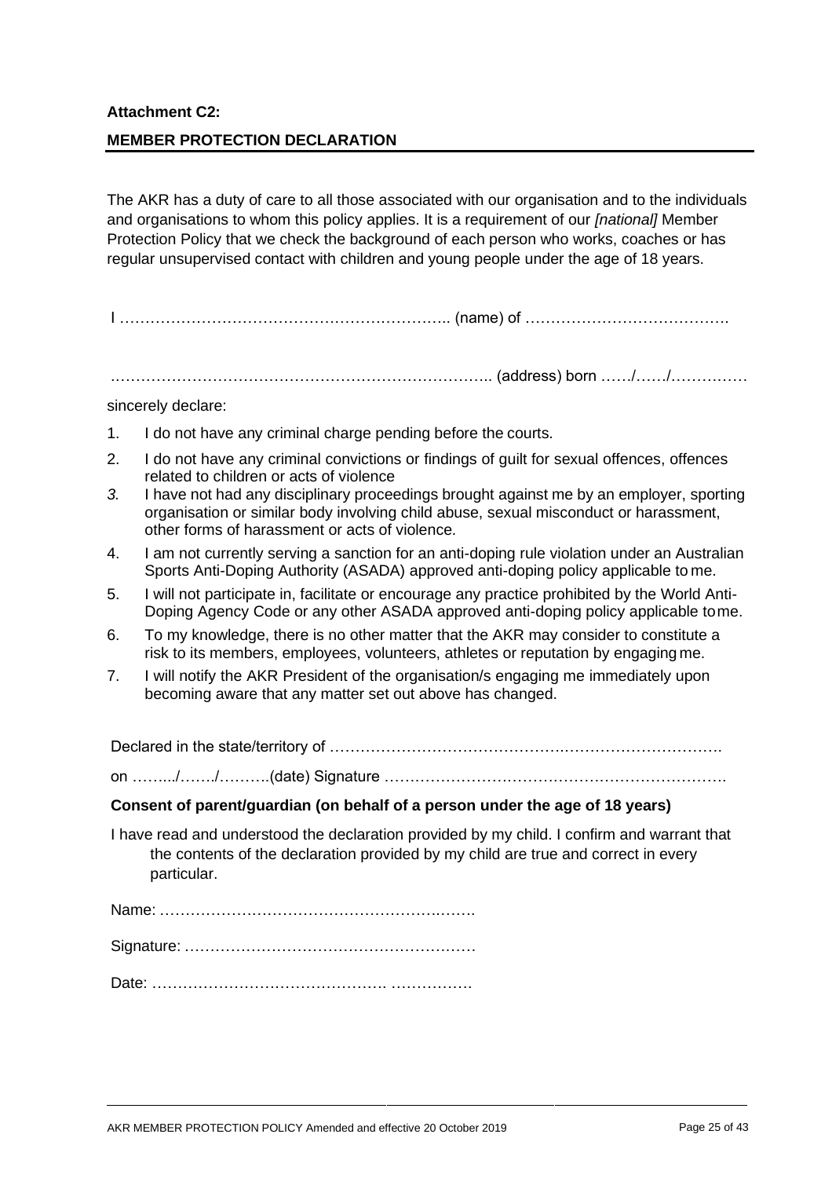**Attachment C2:**

**MEMBER PROTECTION DECLARATION**

The AKR has a duty of care to all those associated with our organisation and to the individuals and organisations to whom this policy applies. It is a requirement of our *[national]* Member Protection Policy that we check the background of each person who works, coaches or has regular unsupervised contact with children and young people under the age of 18 years.

I ……………………………………………………….. (name) of ………………………………….

……………………………………………………………….. (address) born ……/……/………….

sincerely declare:

1. I do not have any criminal charge pending before the courts.
2. I do not have any criminal convictions or findings of guilt for sexual offences, offences related to children or acts of violence
3. I have not had any disciplinary proceedings brought against me by an employer, sporting organisation or similar body involving child abuse, sexual misconduct or harassment, other forms of harassment or acts of violence.
4. I am not currently serving a sanction for an anti-doping rule violation under an Australian Sports Anti-Doping Authority (ASADA) approved anti-doping policy applicable to me.
5. I will not participate in, facilitate or encourage any practice prohibited by the World Anti-Doping Agency Code or any other ASADA approved anti-doping policy applicable to me.
6. To my knowledge, there is no other matter that the AKR may consider to constitute a risk to its members, employees, volunteers, athletes or reputation by engaging me.
7. I will notify the AKR President of the organisation/s engaging me immediately upon becoming aware that any matter set out above has changed.

Declared in the state/territory of …………………………………………………………………….

on ……../……./……….(date) Signature ……………………………………………………….

**Consent of parent/guardian (on behalf of a person under the age of 18 years)**

I have read and understood the declaration provided by my child. I confirm and warrant that the contents of the declaration provided by my child are true and correct in every particular.

Name: …………………………………………………….

Signature: ……………………………………………….

Date: ………………………………………. …………….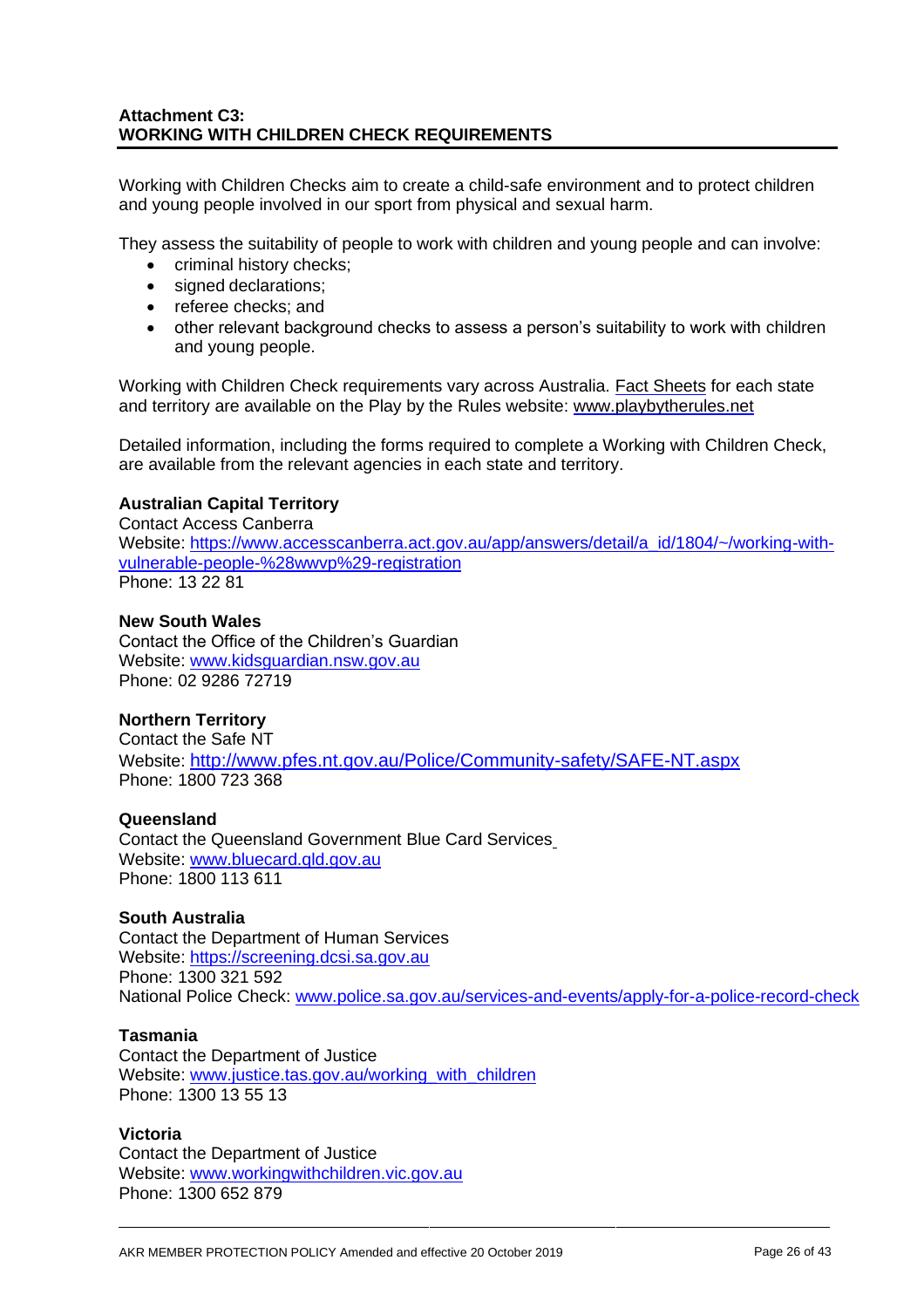## Attachment C3: WORKING WITH CHILDREN CHECK REQUIREMENTS

Working with Children Checks aim to create a child-safe environment and to protect children and young people involved in our sport from physical and sexual harm.

They assess the suitability of people to work with children and young people and can involve:

- criminal history checks;
- signed declarations;
- referee checks; and
- other relevant background checks to assess a person's suitability to work with children and young people.

Working with Children Check requirements vary across Australia. Fact Sheets for each state and territory are available on the Play by the Rules website: www.playbytherules.net

Detailed information, including the forms required to complete a Working with Children Check, are available from the relevant agencies in each state and territory.

**Australian Capital Territory**
Contact Access Canberra
Website: https://www.accesscanberra.act.gov.au/app/answers/detail/a_id/1804/~/working-with-vulnerable-people-%28wwvp%29-registration
Phone: 13 22 81

**New South Wales**
Contact the Office of the Children's Guardian
Website: www.kidsguardian.nsw.gov.au
Phone: 02 9286 72719

**Northern Territory**
Contact the Safe NT
Website: http://www.pfes.nt.gov.au/Police/Community-safety/SAFE-NT.aspx
Phone: 1800 723 368

**Queensland**
Contact the Queensland Government Blue Card Services
Website: www.bluecard.qld.gov.au
Phone: 1800 113 611

**South Australia**
Contact the Department of Human Services
Website: https://screening.dcsi.sa.gov.au
Phone: 1300 321 592
National Police Check: www.police.sa.gov.au/services-and-events/apply-for-a-police-record-check

**Tasmania**
Contact the Department of Justice
Website: www.justice.tas.gov.au/working_with_children
Phone: 1300 13 55 13

**Victoria**
Contact the Department of Justice
Website: www.workingwithchildren.vic.gov.au
Phone: 1300 652 879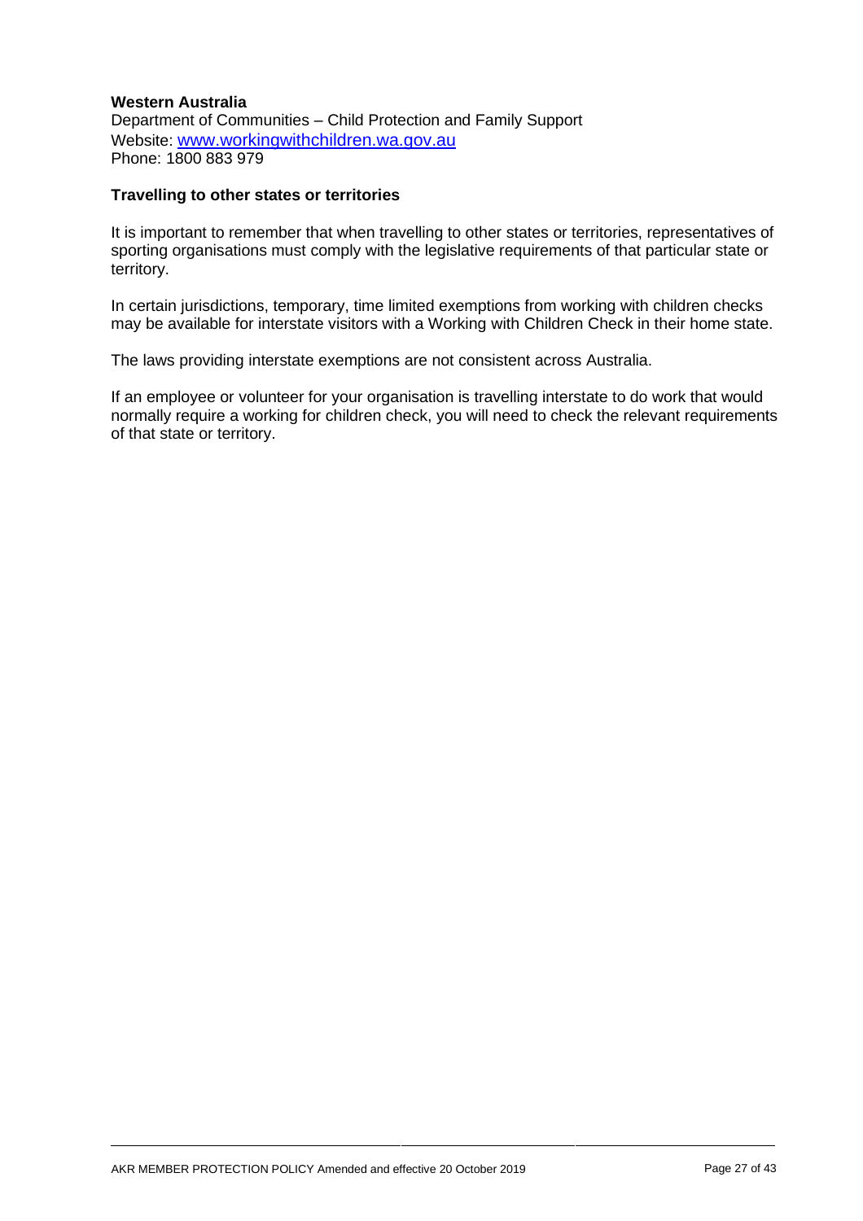**Western Australia**
Department of Communities – Child Protection and Family Support
Website: www.workingwithchildren.wa.gov.au
Phone: 1800 883 979

**Travelling to other states or territories**

It is important to remember that when travelling to other states or territories, representatives of sporting organisations must comply with the legislative requirements of that particular state or territory.

In certain jurisdictions, temporary, time limited exemptions from working with children checks may be available for interstate visitors with a Working with Children Check in their home state.

The laws providing interstate exemptions are not consistent across Australia.

If an employee or volunteer for your organisation is travelling interstate to do work that would normally require a working for children check, you will need to check the relevant requirements of that state or territory.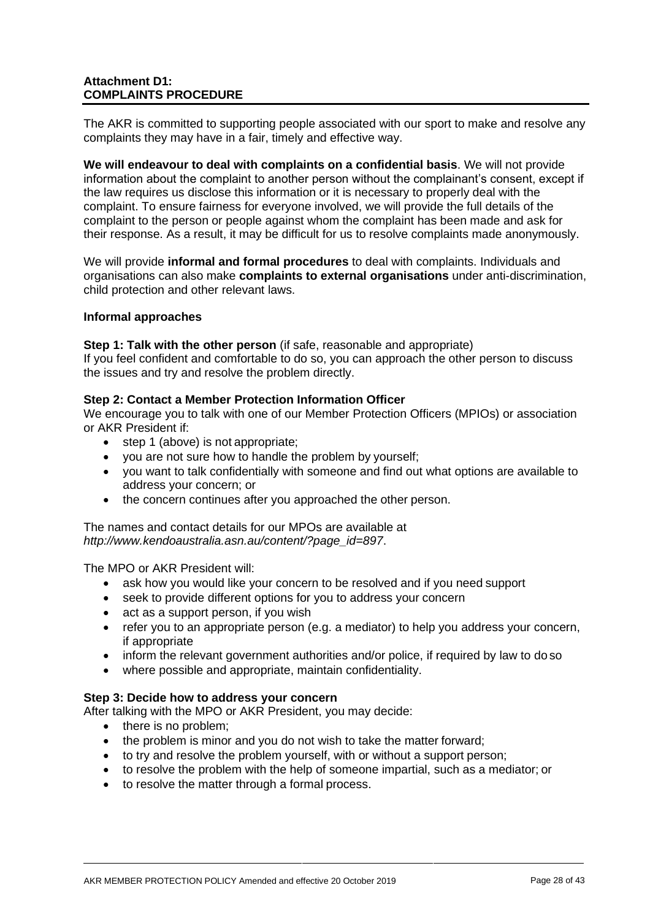**Attachment D1:**
**COMPLAINTS PROCEDURE**

The AKR is committed to supporting people associated with our sport to make and resolve any complaints they may have in a fair, timely and effective way.

**We will endeavour to deal with complaints on a confidential basis**. We will not provide information about the complaint to another person without the complainant's consent, except if the law requires us disclose this information or it is necessary to properly deal with the complaint. To ensure fairness for everyone involved, we will provide the full details of the complaint to the person or people against whom the complaint has been made and ask for their response. As a result, it may be difficult for us to resolve complaints made anonymously.

We will provide **informal and formal procedures** to deal with complaints. Individuals and organisations can also make **complaints to external organisations** under anti-discrimination, child protection and other relevant laws.

**Informal approaches**

**Step 1: Talk with the other person** (if safe, reasonable and appropriate)
If you feel confident and comfortable to do so, you can approach the other person to discuss the issues and try and resolve the problem directly.

**Step 2: Contact a Member Protection Information Officer**
We encourage you to talk with one of our Member Protection Officers (MPIOs) or association or AKR President if:

- step 1 (above) is not appropriate;
- you are not sure how to handle the problem by yourself;
- you want to talk confidentially with someone and find out what options are available to address your concern; or
- the concern continues after you approached the other person.

The names and contact details for our MPOs are available at *http://www.kendoaustralia.asn.au/content/?page_id=897*.

The MPO or AKR President will:

- ask how you would like your concern to be resolved and if you need support
- seek to provide different options for you to address your concern
- act as a support person, if you wish
- refer you to an appropriate person (e.g. a mediator) to help you address your concern, if appropriate
- inform the relevant government authorities and/or police, if required by law to do so
- where possible and appropriate, maintain confidentiality.

**Step 3: Decide how to address your concern**
After talking with the MPO or AKR President, you may decide:

- there is no problem;
- the problem is minor and you do not wish to take the matter forward;
- to try and resolve the problem yourself, with or without a support person;
- to resolve the problem with the help of someone impartial, such as a mediator; or
- to resolve the matter through a formal process.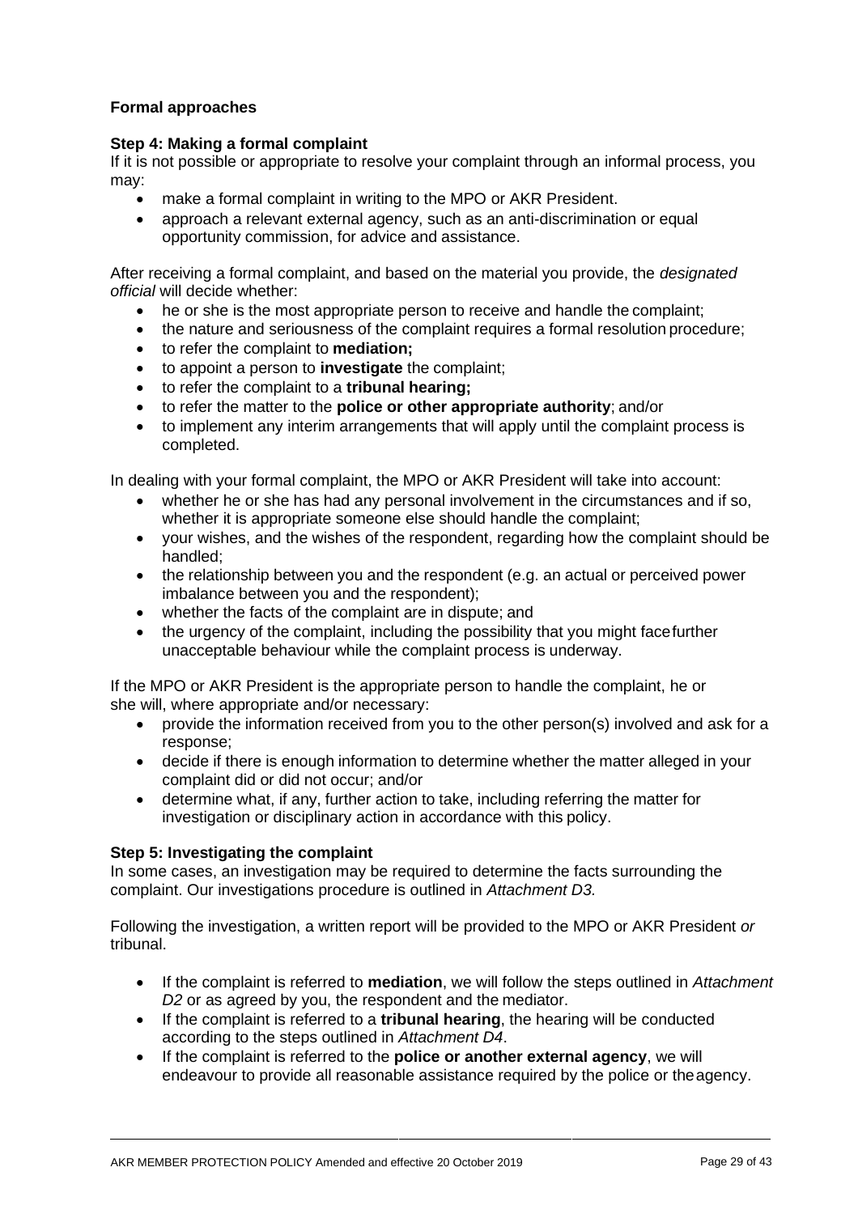### Formal approaches

#### Step 4: Making a formal complaint

If it is not possible or appropriate to resolve your complaint through an informal process, you may:

- make a formal complaint in writing to the MPO or AKR President.
- approach a relevant external agency, such as an anti-discrimination or equal opportunity commission, for advice and assistance.

After receiving a formal complaint, and based on the material you provide, the *designated official* will decide whether:

- he or she is the most appropriate person to receive and handle the complaint;
- the nature and seriousness of the complaint requires a formal resolution procedure;
- to refer the complaint to **mediation;**
- to appoint a person to **investigate** the complaint;
- to refer the complaint to a **tribunal hearing;**
- to refer the matter to the **police or other appropriate authority**; and/or
- to implement any interim arrangements that will apply until the complaint process is completed.

In dealing with your formal complaint, the MPO or AKR President will take into account:

- whether he or she has had any personal involvement in the circumstances and if so, whether it is appropriate someone else should handle the complaint;
- your wishes, and the wishes of the respondent, regarding how the complaint should be handled;
- the relationship between you and the respondent (e.g. an actual or perceived power imbalance between you and the respondent);
- whether the facts of the complaint are in dispute; and
- the urgency of the complaint, including the possibility that you might face further unacceptable behaviour while the complaint process is underway.

If the MPO or AKR President is the appropriate person to handle the complaint, he or she will, where appropriate and/or necessary:

- provide the information received from you to the other person(s) involved and ask for a response;
- decide if there is enough information to determine whether the matter alleged in your complaint did or did not occur; and/or
- determine what, if any, further action to take, including referring the matter for investigation or disciplinary action in accordance with this policy.

#### Step 5: Investigating the complaint

In some cases, an investigation may be required to determine the facts surrounding the complaint. Our investigations procedure is outlined in *Attachment D3.*

Following the investigation, a written report will be provided to the MPO or AKR President *or* tribunal.

- If the complaint is referred to **mediation**, we will follow the steps outlined in *Attachment D2* or as agreed by you, the respondent and the mediator.
- If the complaint is referred to a **tribunal hearing**, the hearing will be conducted according to the steps outlined in *Attachment D4*.
- If the complaint is referred to the **police or another external agency**, we will endeavour to provide all reasonable assistance required by the police or the agency.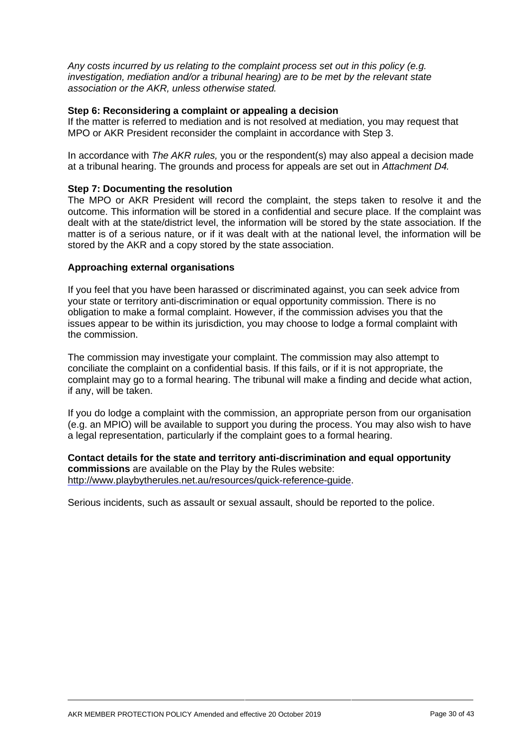*Any costs incurred by us relating to the complaint process set out in this policy (e.g. investigation, mediation and/or a tribunal hearing) are to be met by the relevant state association or the AKR, unless otherwise stated.*

**Step 6: Reconsidering a complaint or appealing a decision**

If the matter is referred to mediation and is not resolved at mediation, you may request that MPO or AKR President reconsider the complaint in accordance with Step 3.

In accordance with *The AKR rules,* you or the respondent(s) may also appeal a decision made at a tribunal hearing. The grounds and process for appeals are set out in *Attachment D4.*

**Step 7: Documenting the resolution**

The MPO or AKR President will record the complaint, the steps taken to resolve it and the outcome. This information will be stored in a confidential and secure place. If the complaint was dealt with at the state/district level, the information will be stored by the state association. If the matter is of a serious nature, or if it was dealt with at the national level, the information will be stored by the AKR and a copy stored by the state association.

**Approaching external organisations**

If you feel that you have been harassed or discriminated against, you can seek advice from your state or territory anti-discrimination or equal opportunity commission. There is no obligation to make a formal complaint. However, if the commission advises you that the issues appear to be within its jurisdiction, you may choose to lodge a formal complaint with the commission.

The commission may investigate your complaint. The commission may also attempt to conciliate the complaint on a confidential basis. If this fails, or if it is not appropriate, the complaint may go to a formal hearing. The tribunal will make a finding and decide what action, if any, will be taken.

If you do lodge a complaint with the commission, an appropriate person from our organisation (e.g. an MPIO) will be available to support you during the process. You may also wish to have a legal representation, particularly if the complaint goes to a formal hearing.

**Contact details for the state and territory anti-discrimination and equal opportunity commissions** are available on the Play by the Rules website: http://www.playbytherules.net.au/resources/quick-reference-guide.

Serious incidents, such as assault or sexual assault, should be reported to the police.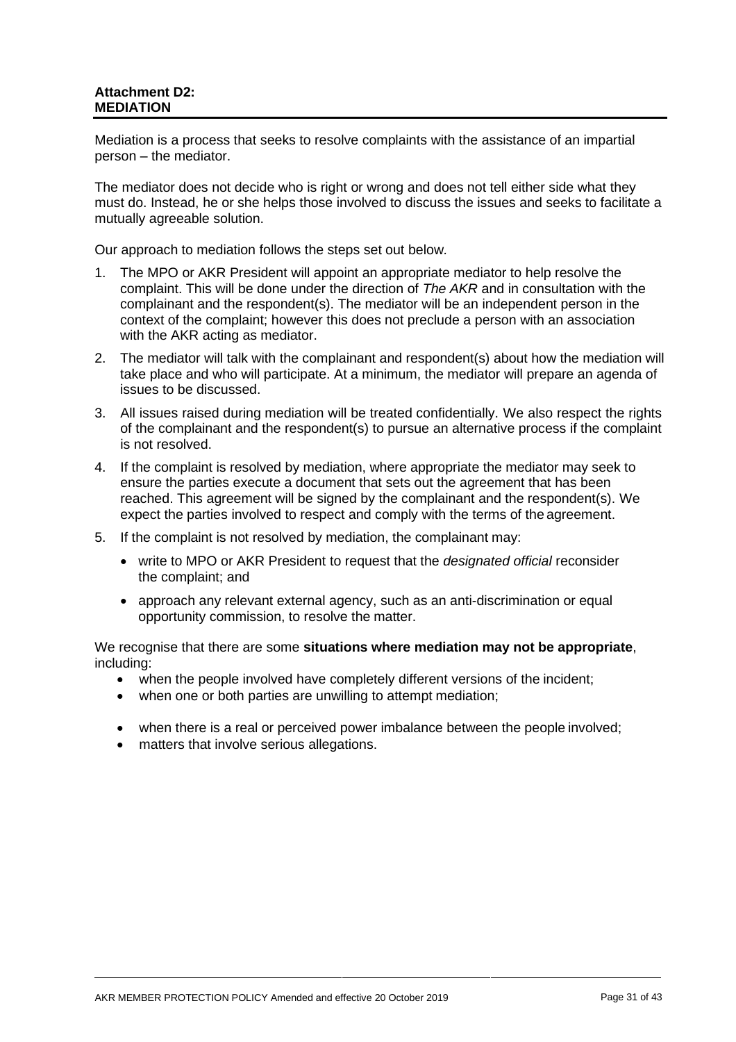**Attachment D2:**
**MEDIATION**

Mediation is a process that seeks to resolve complaints with the assistance of an impartial person – the mediator.

The mediator does not decide who is right or wrong and does not tell either side what they must do. Instead, he or she helps those involved to discuss the issues and seeks to facilitate a mutually agreeable solution.

Our approach to mediation follows the steps set out below.

1. The MPO or AKR President will appoint an appropriate mediator to help resolve the complaint. This will be done under the direction of *The AKR* and in consultation with the complainant and the respondent(s). The mediator will be an independent person in the context of the complaint; however this does not preclude a person with an association with the AKR acting as mediator.
2. The mediator will talk with the complainant and respondent(s) about how the mediation will take place and who will participate. At a minimum, the mediator will prepare an agenda of issues to be discussed.
3. All issues raised during mediation will be treated confidentially. We also respect the rights of the complainant and the respondent(s) to pursue an alternative process if the complaint is not resolved.
4. If the complaint is resolved by mediation, where appropriate the mediator may seek to ensure the parties execute a document that sets out the agreement that has been reached. This agreement will be signed by the complainant and the respondent(s). We expect the parties involved to respect and comply with the terms of the agreement.
5. If the complaint is not resolved by mediation, the complainant may:
   - write to MPO or AKR President to request that the *designated official* reconsider the complaint; and
   - approach any relevant external agency, such as an anti-discrimination or equal opportunity commission, to resolve the matter.

We recognise that there are some **situations where mediation may not be appropriate**, including:

- when the people involved have completely different versions of the incident;
- when one or both parties are unwilling to attempt mediation;
- when there is a real or perceived power imbalance between the people involved;
- matters that involve serious allegations.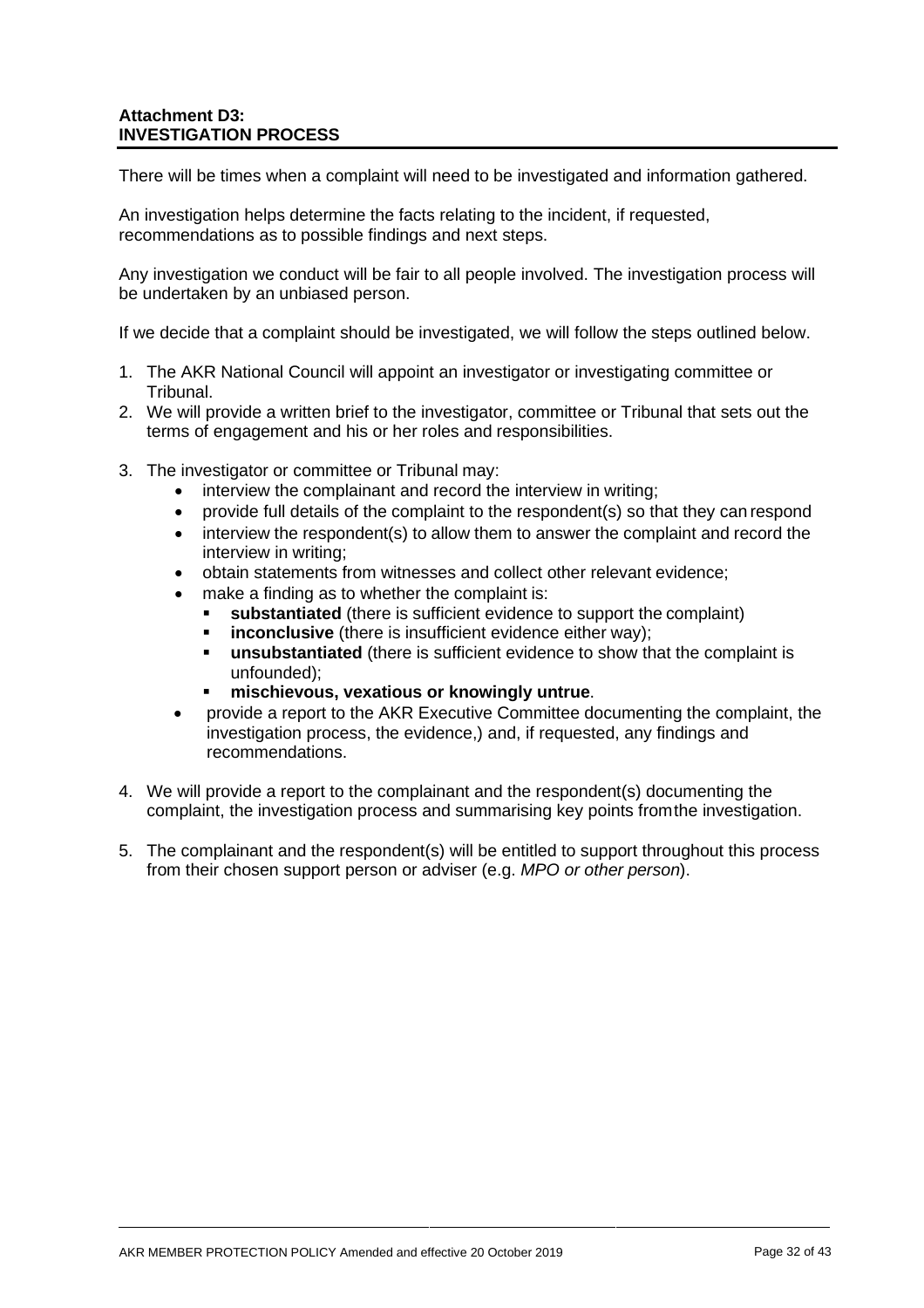**Attachment D3:**
**INVESTIGATION PROCESS**

There will be times when a complaint will need to be investigated and information gathered.

An investigation helps determine the facts relating to the incident, if requested, recommendations as to possible findings and next steps.

Any investigation we conduct will be fair to all people involved. The investigation process will be undertaken by an unbiased person.

If we decide that a complaint should be investigated, we will follow the steps outlined below.

1. The AKR National Council will appoint an investigator or investigating committee or Tribunal.
2. We will provide a written brief to the investigator, committee or Tribunal that sets out the terms of engagement and his or her roles and responsibilities.
3. The investigator or committee or Tribunal may:
   - interview the complainant and record the interview in writing;
   - provide full details of the complaint to the respondent(s) so that they can respond
   - interview the respondent(s) to allow them to answer the complaint and record the interview in writing;
   - obtain statements from witnesses and collect other relevant evidence;
   - make a finding as to whether the complaint is:
     - **substantiated** (there is sufficient evidence to support the complaint)
     - **inconclusive** (there is insufficient evidence either way);
     - **unsubstantiated** (there is sufficient evidence to show that the complaint is unfounded);
     - **mischievous, vexatious or knowingly untrue**.
   - provide a report to the AKR Executive Committee documenting the complaint, the investigation process, the evidence,) and, if requested, any findings and recommendations.
4. We will provide a report to the complainant and the respondent(s) documenting the complaint, the investigation process and summarising key points fromthe investigation.
5. The complainant and the respondent(s) will be entitled to support throughout this process from their chosen support person or adviser (e.g. *MPO or other person*).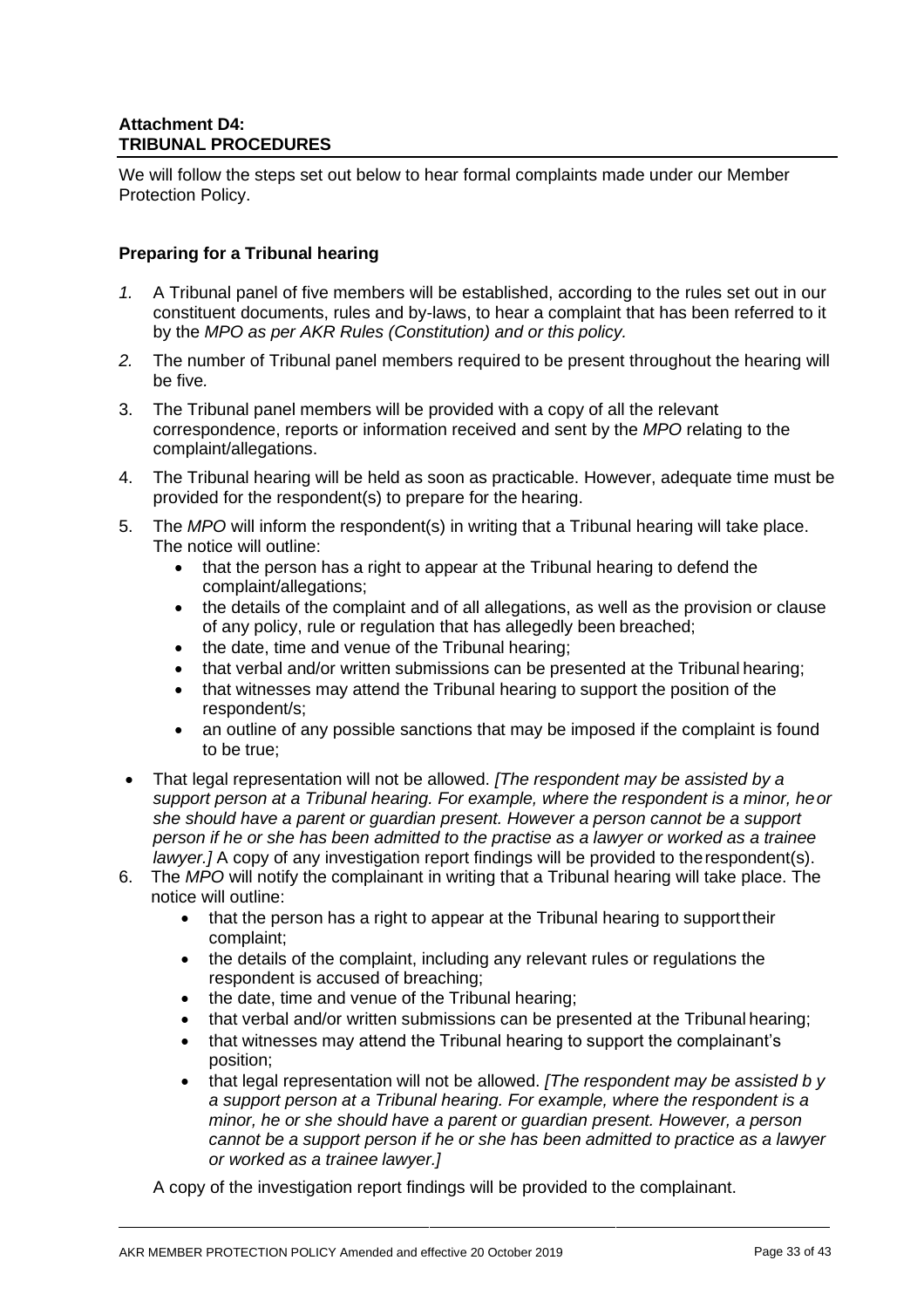**Attachment D4:**
**TRIBUNAL PROCEDURES**

We will follow the steps set out below to hear formal complaints made under our Member Protection Policy.

### Preparing for a Tribunal hearing

*1.* A Tribunal panel of five members will be established, according to the rules set out in our constituent documents, rules and by-laws, to hear a complaint that has been referred to it by the *MPO as per AKR Rules (Constitution) and or this policy.*

*2.* The number of Tribunal panel members required to be present throughout the hearing will be five.

3. The Tribunal panel members will be provided with a copy of all the relevant correspondence, reports or information received and sent by the *MPO* relating to the complaint/allegations.

4. The Tribunal hearing will be held as soon as practicable. However, adequate time must be provided for the respondent(s) to prepare for the hearing.

5. The *MPO* will inform the respondent(s) in writing that a Tribunal hearing will take place. The notice will outline:
   - that the person has a right to appear at the Tribunal hearing to defend the complaint/allegations;
   - the details of the complaint and of all allegations, as well as the provision or clause of any policy, rule or regulation that has allegedly been breached;
   - the date, time and venue of the Tribunal hearing;
   - that verbal and/or written submissions can be presented at the Tribunal hearing;
   - that witnesses may attend the Tribunal hearing to support the position of the respondent/s;
   - an outline of any possible sanctions that may be imposed if the complaint is found to be true;

- That legal representation will not be allowed. *[The respondent may be assisted by a support person at a Tribunal hearing. For example, where the respondent is a minor, he or she should have a parent or guardian present. However a person cannot be a support person if he or she has been admitted to the practise as a lawyer or worked as a trainee lawyer.]* A copy of any investigation report findings will be provided to the respondent(s).

6. The *MPO* will notify the complainant in writing that a Tribunal hearing will take place. The notice will outline:
   - that the person has a right to appear at the Tribunal hearing to support their complaint;
   - the details of the complaint, including any relevant rules or regulations the respondent is accused of breaching;
   - the date, time and venue of the Tribunal hearing;
   - that verbal and/or written submissions can be presented at the Tribunal hearing;
   - that witnesses may attend the Tribunal hearing to support the complainant's position;
   - that legal representation will not be allowed. *[The respondent may be assisted b y a support person at a Tribunal hearing. For example, where the respondent is a minor, he or she should have a parent or guardian present. However, a person cannot be a support person if he or she has been admitted to practice as a lawyer or worked as a trainee lawyer.]*

   A copy of the investigation report findings will be provided to the complainant.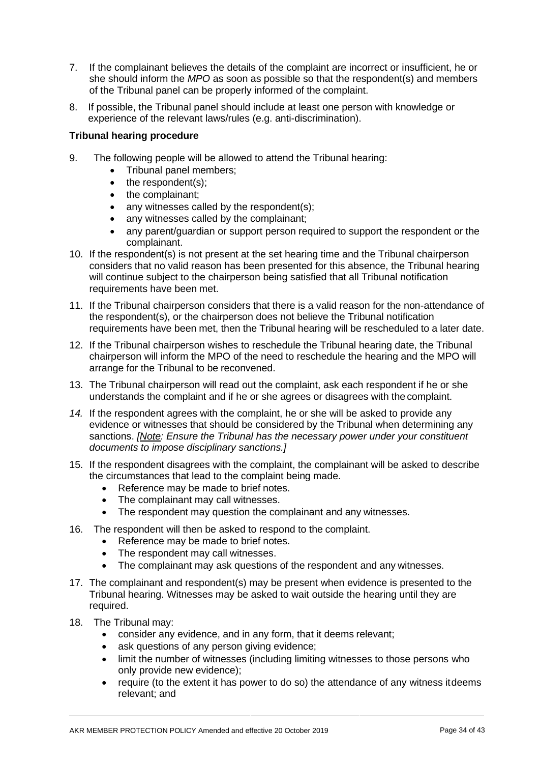7. If the complainant believes the details of the complaint are incorrect or insufficient, he or she should inform the *MPO* as soon as possible so that the respondent(s) and members of the Tribunal panel can be properly informed of the complaint.

8. If possible, the Tribunal panel should include at least one person with knowledge or experience of the relevant laws/rules (e.g. anti-discrimination).

**Tribunal hearing procedure**

9. The following people will be allowed to attend the Tribunal hearing:
   - Tribunal panel members;
   - the respondent(s);
   - the complainant;
   - any witnesses called by the respondent(s);
   - any witnesses called by the complainant;
   - any parent/guardian or support person required to support the respondent or the complainant.

10. If the respondent(s) is not present at the set hearing time and the Tribunal chairperson considers that no valid reason has been presented for this absence, the Tribunal hearing will continue subject to the chairperson being satisfied that all Tribunal notification requirements have been met.

11. If the Tribunal chairperson considers that there is a valid reason for the non-attendance of the respondent(s), or the chairperson does not believe the Tribunal notification requirements have been met, then the Tribunal hearing will be rescheduled to a later date.

12. If the Tribunal chairperson wishes to reschedule the Tribunal hearing date, the Tribunal chairperson will inform the MPO of the need to reschedule the hearing and the MPO will arrange for the Tribunal to be reconvened.

13. The Tribunal chairperson will read out the complaint, ask each respondent if he or she understands the complaint and if he or she agrees or disagrees with the complaint.

*14.* If the respondent agrees with the complaint, he or she will be asked to provide any evidence or witnesses that should be considered by the Tribunal when determining any sanctions. *[Note: Ensure the Tribunal has the necessary power under your constituent documents to impose disciplinary sanctions.]*

15. If the respondent disagrees with the complaint, the complainant will be asked to describe the circumstances that lead to the complaint being made.
    - Reference may be made to brief notes.
    - The complainant may call witnesses.
    - The respondent may question the complainant and any witnesses.

16. The respondent will then be asked to respond to the complaint.
    - Reference may be made to brief notes.
    - The respondent may call witnesses.
    - The complainant may ask questions of the respondent and any witnesses.

17. The complainant and respondent(s) may be present when evidence is presented to the Tribunal hearing. Witnesses may be asked to wait outside the hearing until they are required.

18. The Tribunal may:
    - consider any evidence, and in any form, that it deems relevant;
    - ask questions of any person giving evidence;
    - limit the number of witnesses (including limiting witnesses to those persons who only provide new evidence);
    - require (to the extent it has power to do so) the attendance of any witness it deems relevant; and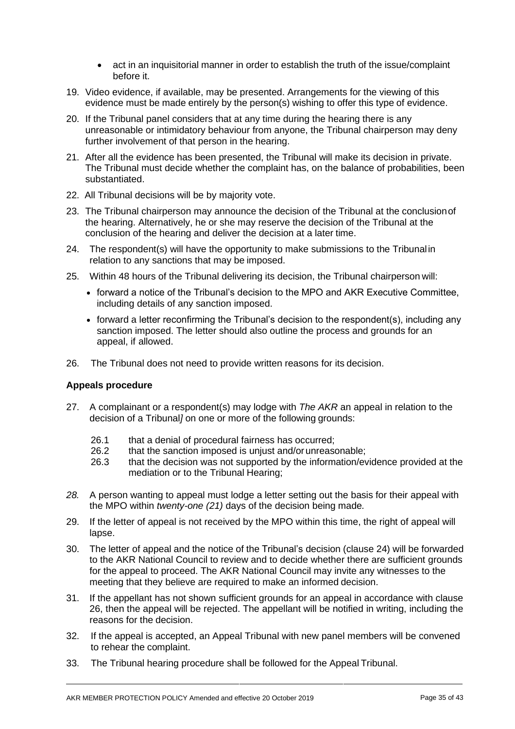- act in an inquisitorial manner in order to establish the truth of the issue/complaint before it.

19. Video evidence, if available, may be presented. Arrangements for the viewing of this evidence must be made entirely by the person(s) wishing to offer this type of evidence.
20. If the Tribunal panel considers that at any time during the hearing there is any unreasonable or intimidatory behaviour from anyone, the Tribunal chairperson may deny further involvement of that person in the hearing.
21. After all the evidence has been presented, the Tribunal will make its decision in private. The Tribunal must decide whether the complaint has, on the balance of probabilities, been substantiated.
22. All Tribunal decisions will be by majority vote.
23. The Tribunal chairperson may announce the decision of the Tribunal at the conclusion of the hearing. Alternatively, he or she may reserve the decision of the Tribunal at the conclusion of the hearing and deliver the decision at a later time.
24. The respondent(s) will have the opportunity to make submissions to the Tribunal in relation to any sanctions that may be imposed.
25. Within 48 hours of the Tribunal delivering its decision, the Tribunal chairperson will:
    - forward a notice of the Tribunal's decision to the MPO and AKR Executive Committee, including details of any sanction imposed.
    - forward a letter reconfirming the Tribunal's decision to the respondent(s), including any sanction imposed. The letter should also outline the process and grounds for an appeal, if allowed.
26. The Tribunal does not need to provide written reasons for its decision.

**Appeals procedure**

27. A complainant or a respondent(s) may lodge with *The AKR* an appeal in relation to the decision of a Tribunal*]* on one or more of the following grounds:

    26.1 that a denial of procedural fairness has occurred;
    26.2 that the sanction imposed is unjust and/or unreasonable;
    26.3 that the decision was not supported by the information/evidence provided at the mediation or to the Tribunal Hearing;

*28.* A person wanting to appeal must lodge a letter setting out the basis for their appeal with the MPO within *twenty-one (21)* days of the decision being made.

29. If the letter of appeal is not received by the MPO within this time, the right of appeal will lapse.
30. The letter of appeal and the notice of the Tribunal's decision (clause 24) will be forwarded to the AKR National Council to review and to decide whether there are sufficient grounds for the appeal to proceed. The AKR National Council may invite any witnesses to the meeting that they believe are required to make an informed decision.
31. If the appellant has not shown sufficient grounds for an appeal in accordance with clause 26, then the appeal will be rejected. The appellant will be notified in writing, including the reasons for the decision.
32. If the appeal is accepted, an Appeal Tribunal with new panel members will be convened to rehear the complaint.
33. The Tribunal hearing procedure shall be followed for the Appeal Tribunal.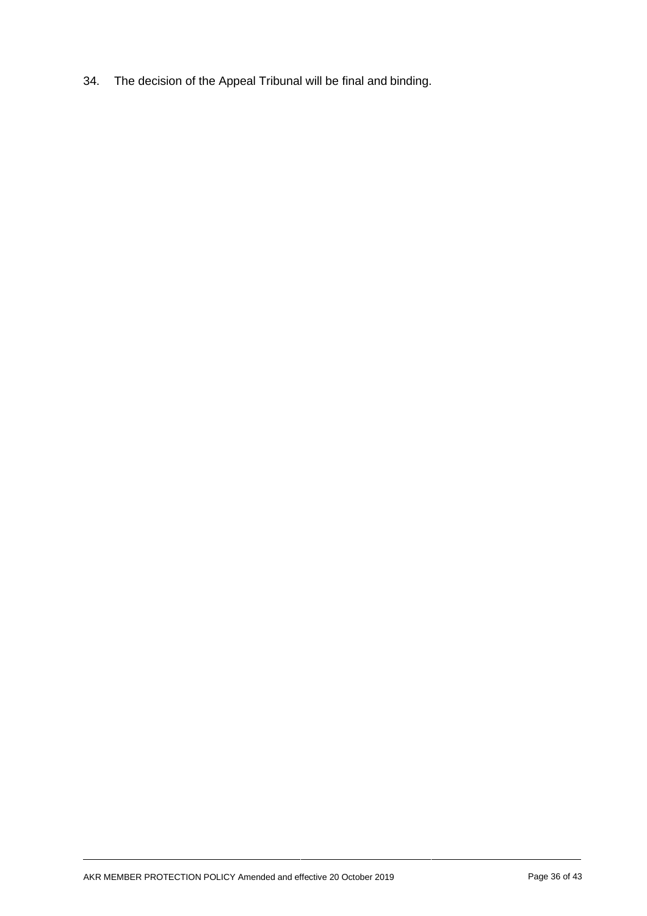34. The decision of the Appeal Tribunal will be final and binding.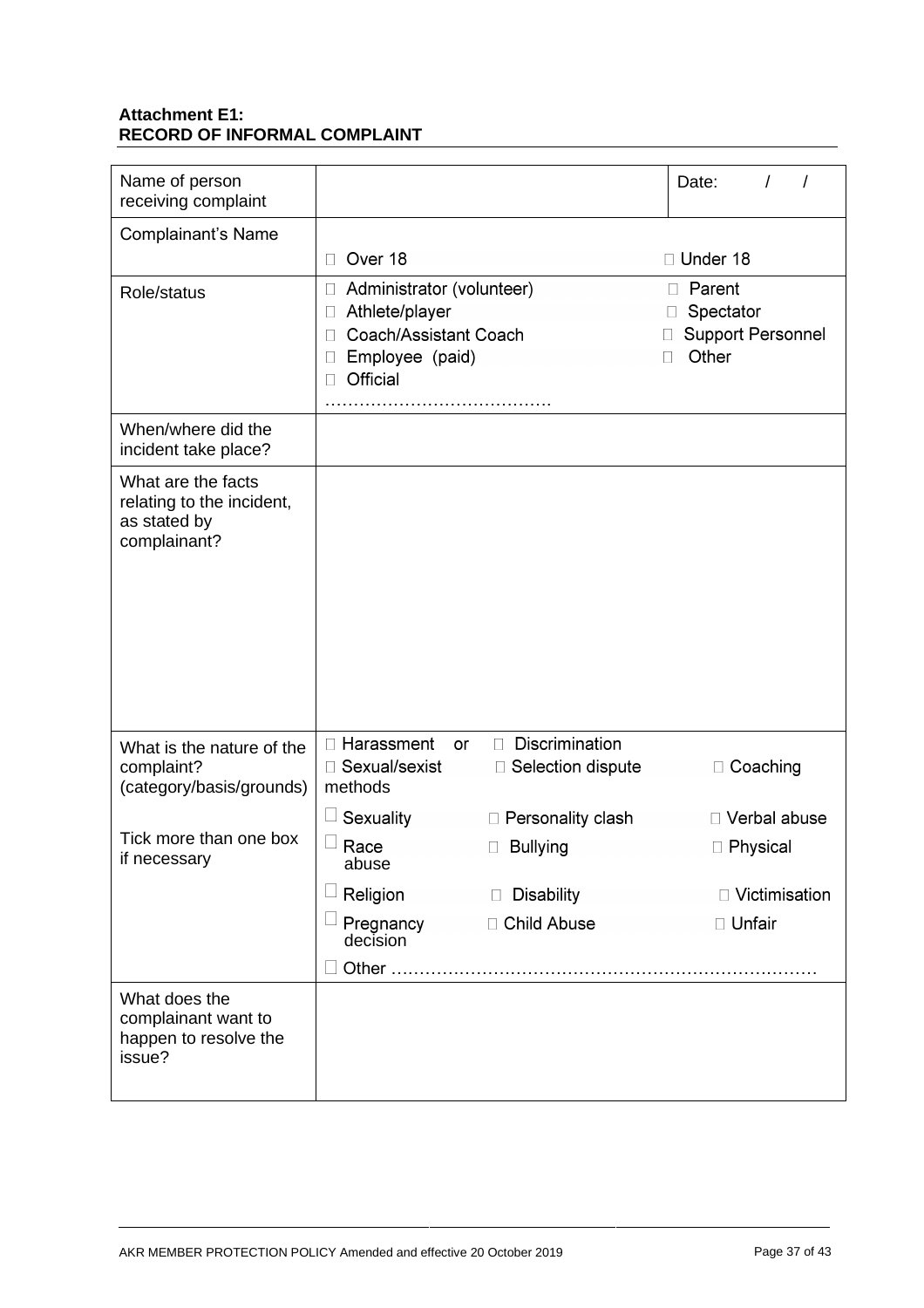**Attachment E1:**
**RECORD OF INFORMAL COMPLAINT**

| Name of person receiving complaint | | Date: / / |
|---|---|---|
| Complainant's Name | ☐ Over 18 ☐ Under 18 | |
| Role/status | ☐ Administrator (volunteer) ☐ Parent<br>☐ Athlete/player ☐ Spectator<br>☐ Coach/Assistant Coach ☐ Support Personnel<br>☐ Employee (paid) ☐ Other<br>☐ Official<br>………………………………… | |
| When/where did the incident take place? | | |
| What are the facts relating to the incident, as stated by complainant? | | |
| What is the nature of the complaint? (category/basis/grounds)<br><br>Tick more than one box if necessary | ☐ Harassment or ☐ Discrimination<br>☐ Sexual/sexist ☐ Selection dispute ☐ Coaching methods<br>☐ Sexuality ☐ Personality clash ☐ Verbal abuse<br>☐ Race ☐ Bullying ☐ Physical abuse<br>☐ Religion ☐ Disability ☐ Victimisation<br>☐ Pregnancy ☐ Child Abuse ☐ Unfair decision<br>☐ Other ……………………………………………………………… | |
| What does the complainant want to happen to resolve the issue? | | |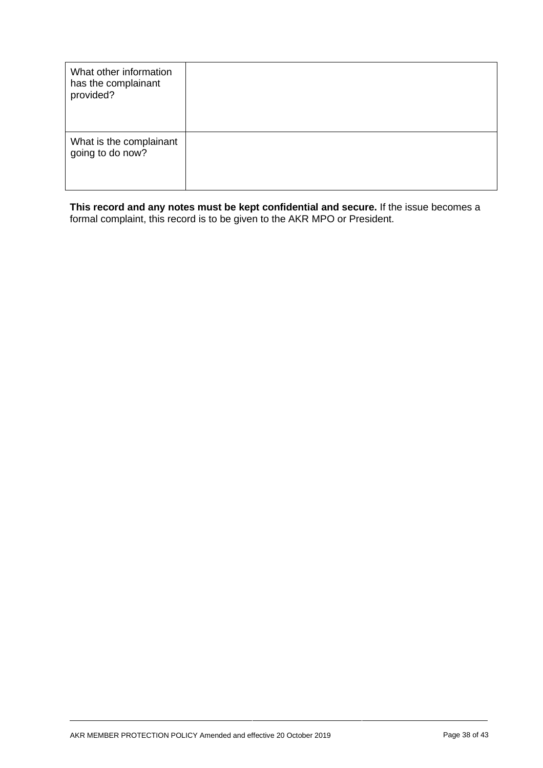| | |
|---|---|
| What other information has the complainant provided? | |
| What is the complainant going to do now? | |

**This record and any notes must be kept confidential and secure.** If the issue becomes a formal complaint, this record is to be given to the AKR MPO or President.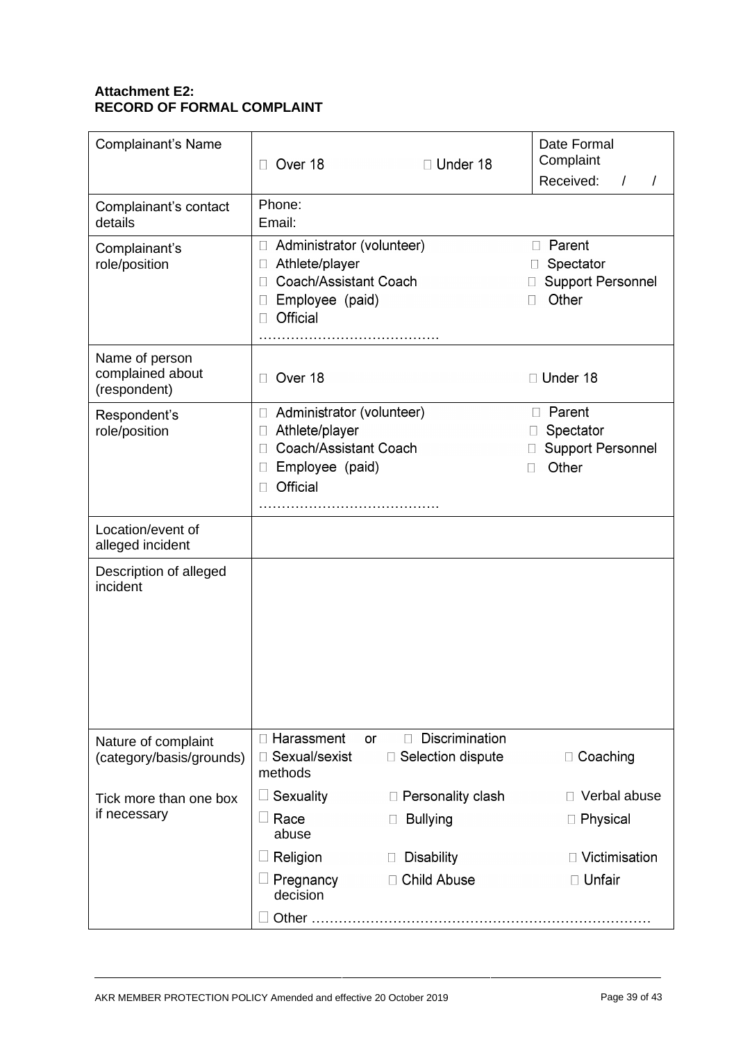**Attachment E2:**
**RECORD OF FORMAL COMPLAINT**

| | | |
|---|---|---|
| Complainant's Name | ☐ Over 18 ☐ Under 18 | Date Formal Complaint Received: / / |
| Complainant's contact details | Phone:<br>Email: | |
| Complainant's role/position | ☐ Administrator (volunteer)<br>☐ Athlete/player<br>☐ Coach/Assistant Coach<br>☐ Employee (paid)<br>☐ Official<br>………………………………… | ☐ Parent<br>☐ Spectator<br>☐ Support Personnel<br>☐ Other |
| Name of person complained about (respondent) | ☐ Over 18 | ☐ Under 18 |
| Respondent's role/position | ☐ Administrator (volunteer)<br>☐ Athlete/player<br>☐ Coach/Assistant Coach<br>☐ Employee (paid)<br>☐ Official<br>………………………………… | ☐ Parent<br>☐ Spectator<br>☐ Support Personnel<br>☐ Other |
| Location/event of alleged incident | | |
| Description of alleged incident | | |
| Nature of complaint (category/basis/grounds)<br><br>Tick more than one box if necessary | ☐ Harassment or ☐ Discrimination<br>☐ Sexual/sexist ☐ Selection dispute<br>☐ Sexuality ☐ Personality clash<br>☐ Race ☐ Bullying<br>☐ Religion ☐ Disability<br>☐ Pregnancy ☐ Child Abuse<br>☐ Other ……………………………………………………………… | ☐ Coaching methods<br>☐ Verbal abuse<br>☐ Physical abuse<br>☐ Victimisation<br>☐ Unfair decision |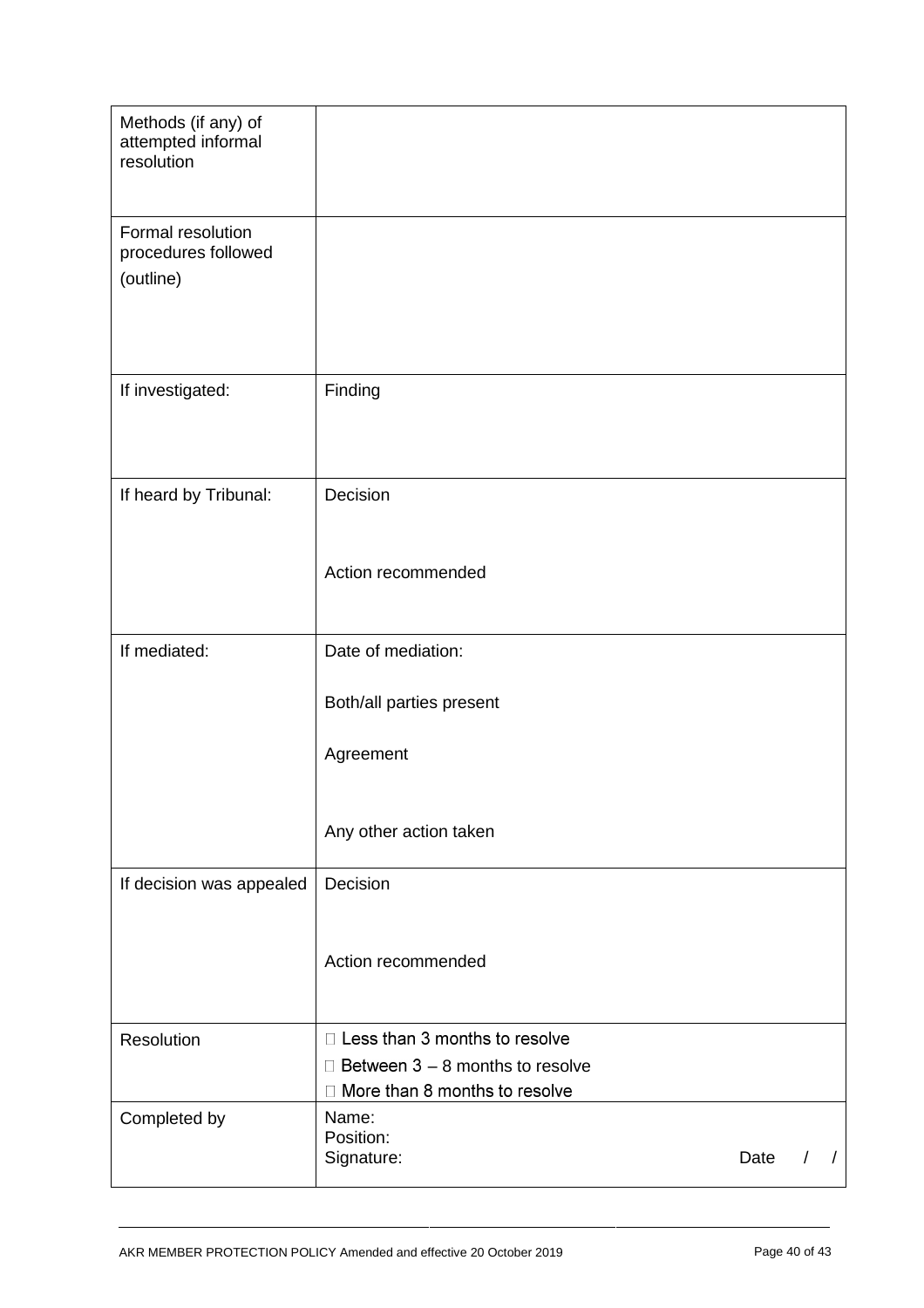| Methods (if any) of attempted informal resolution | |
|---|---|
| Formal resolution procedures followed (outline) | |
| If investigated: | Finding |
| If heard by Tribunal: | Decision<br><br>Action recommended |
| If mediated: | Date of mediation:<br><br>Both/all parties present<br><br>Agreement<br><br>Any other action taken |
| If decision was appealed | Decision<br><br>Action recommended |
| Resolution | ☐ Less than 3 months to resolve<br>☐ Between 3 – 8 months to resolve<br>☐ More than 8 months to resolve |
| Completed by | Name:<br>Position:<br>Signature: Date / / |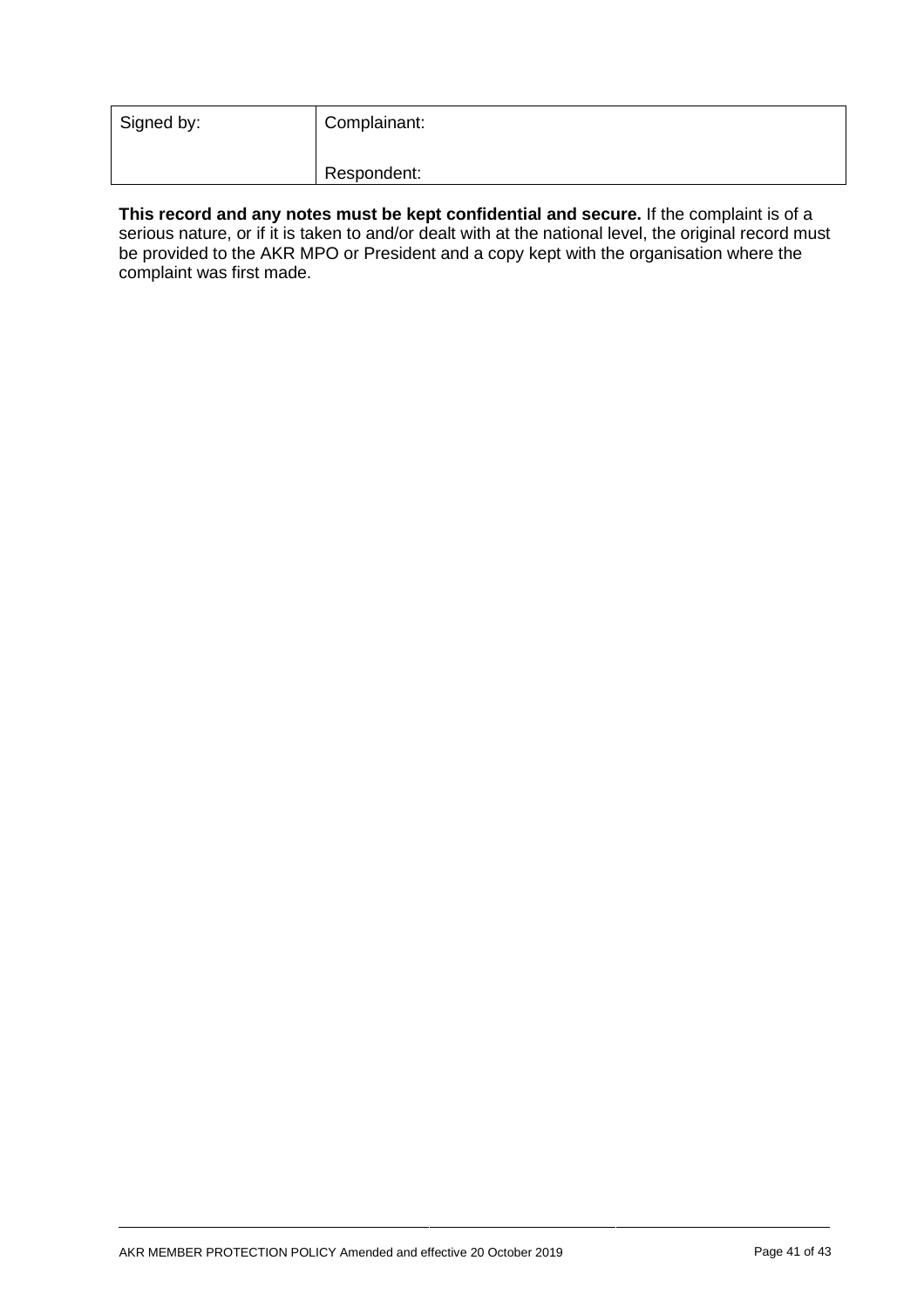| Signed by: | Complainant: |
| --- | --- |
| | Respondent: |

**This record and any notes must be kept confidential and secure.** If the complaint is of a serious nature, or if it is taken to and/or dealt with at the national level, the original record must be provided to the AKR MPO or President and a copy kept with the organisation where the complaint was first made.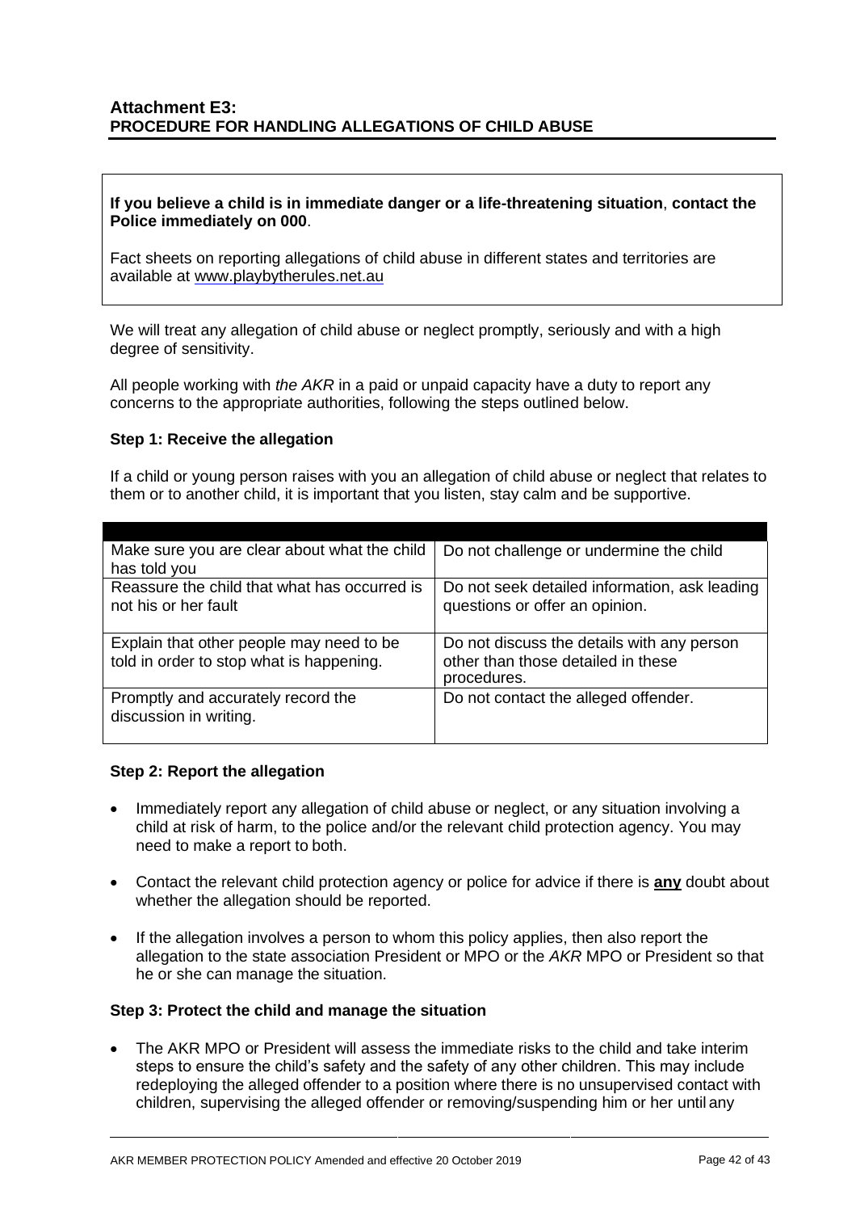## Attachment E3:
## PROCEDURE FOR HANDLING ALLEGATIONS OF CHILD ABUSE

**If you believe a child is in immediate danger or a life-threatening situation**, **contact the Police immediately on 000**.

Fact sheets on reporting allegations of child abuse in different states and territories are available at www.playbytherules.net.au

We will treat any allegation of child abuse or neglect promptly, seriously and with a high degree of sensitivity.

All people working with *the AKR* in a paid or unpaid capacity have a duty to report any concerns to the appropriate authorities, following the steps outlined below.

### Step 1: Receive the allegation

If a child or young person raises with you an allegation of child abuse or neglect that relates to them or to another child, it is important that you listen, stay calm and be supportive.

| | |
|---|---|
| Make sure you are clear about what the child has told you | Do not challenge or undermine the child |
| Reassure the child that what has occurred is not his or her fault | Do not seek detailed information, ask leading questions or offer an opinion. |
| Explain that other people may need to be told in order to stop what is happening. | Do not discuss the details with any person other than those detailed in these procedures. |
| Promptly and accurately record the discussion in writing. | Do not contact the alleged offender. |

### Step 2: Report the allegation

- Immediately report any allegation of child abuse or neglect, or any situation involving a child at risk of harm, to the police and/or the relevant child protection agency. You may need to make a report to both.
- Contact the relevant child protection agency or police for advice if there is **any** doubt about whether the allegation should be reported.
- If the allegation involves a person to whom this policy applies, then also report the allegation to the state association President or MPO or the *AKR* MPO or President so that he or she can manage the situation.

### Step 3: Protect the child and manage the situation

- The AKR MPO or President will assess the immediate risks to the child and take interim steps to ensure the child's safety and the safety of any other children. This may include redeploying the alleged offender to a position where there is no unsupervised contact with children, supervising the alleged offender or removing/suspending him or her until any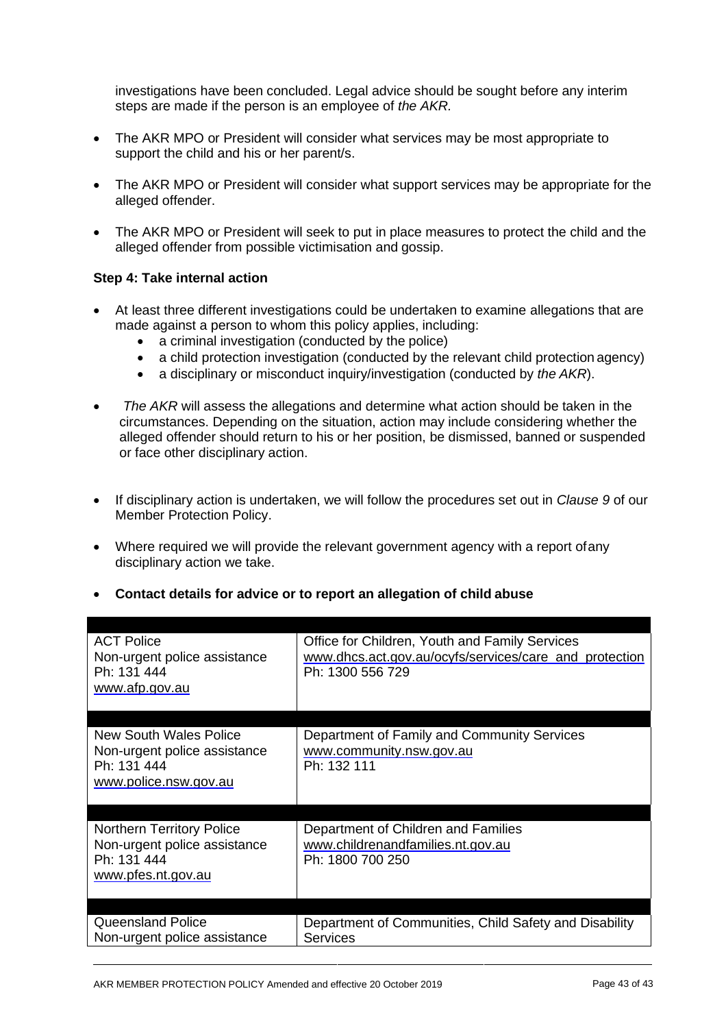investigations have been concluded. Legal advice should be sought before any interim steps are made if the person is an employee of *the AKR*.

- The AKR MPO or President will consider what services may be most appropriate to support the child and his or her parent/s.
- The AKR MPO or President will consider what support services may be appropriate for the alleged offender.
- The AKR MPO or President will seek to put in place measures to protect the child and the alleged offender from possible victimisation and gossip.

**Step 4: Take internal action**

- At least three different investigations could be undertaken to examine allegations that are made against a person to whom this policy applies, including:
  - a criminal investigation (conducted by the police)
  - a child protection investigation (conducted by the relevant child protection agency)
  - a disciplinary or misconduct inquiry/investigation (conducted by *the AKR*).
- *The AKR* will assess the allegations and determine what action should be taken in the circumstances. Depending on the situation, action may include considering whether the alleged offender should return to his or her position, be dismissed, banned or suspended or face other disciplinary action.
- If disciplinary action is undertaken, we will follow the procedures set out in *Clause 9* of our Member Protection Policy.
- Where required we will provide the relevant government agency with a report ofany disciplinary action we take.
- **Contact details for advice or to report an allegation of child abuse**

| | |
|---|---|
| ACT Police<br>Non-urgent police assistance<br>Ph: 131 444<br>www.afp.gov.au | Office for Children, Youth and Family Services<br>www.dhcs.act.gov.au/ocyfs/services/care_and_protection<br>Ph: 1300 556 729 |
| | |
| New South Wales Police<br>Non-urgent police assistance<br>Ph: 131 444<br>www.police.nsw.gov.au | Department of Family and Community Services<br>www.community.nsw.gov.au<br>Ph: 132 111 |
| | |
| Northern Territory Police<br>Non-urgent police assistance<br>Ph: 131 444<br>www.pfes.nt.gov.au | Department of Children and Families<br>www.childrenandfamilies.nt.gov.au<br>Ph: 1800 700 250 |
| | |
| Queensland Police<br>Non-urgent police assistance | Department of Communities, Child Safety and Disability Services |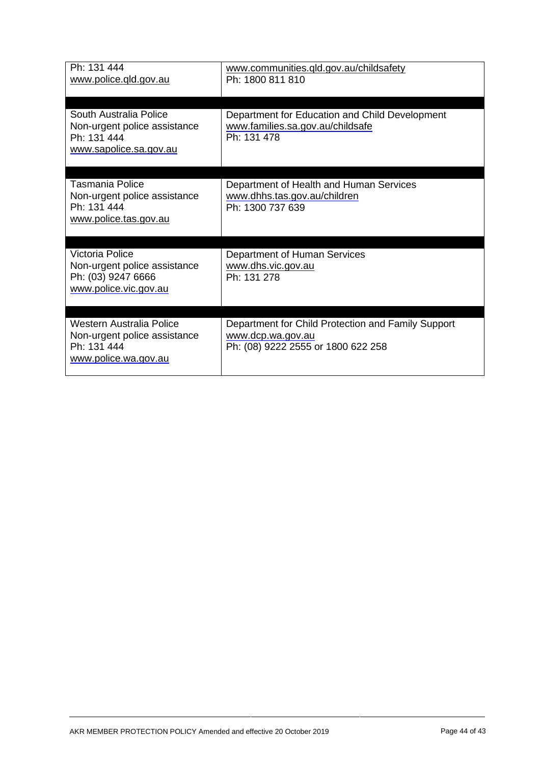| | |
|---|---|
| Ph: 131 444<br>www.police.qld.gov.au | www.communities.qld.gov.au/childsafety<br>Ph: 1800 811 810 |
| | |
| South Australia Police<br>Non-urgent police assistance<br>Ph: 131 444<br>www.sapolice.sa.gov.au | Department for Education and Child Development<br>www.families.sa.gov.au/childsafe<br>Ph: 131 478 |
| | |
| Tasmania Police<br>Non-urgent police assistance<br>Ph: 131 444<br>www.police.tas.gov.au | Department of Health and Human Services<br>www.dhhs.tas.gov.au/children<br>Ph: 1300 737 639 |
| | |
| Victoria Police<br>Non-urgent police assistance<br>Ph: (03) 9247 6666<br>www.police.vic.gov.au | Department of Human Services<br>www.dhs.vic.gov.au<br>Ph: 131 278 |
| | |
| Western Australia Police<br>Non-urgent police assistance<br>Ph: 131 444<br>www.police.wa.gov.au | Department for Child Protection and Family Support<br>www.dcp.wa.gov.au<br>Ph: (08) 9222 2555 or 1800 622 258 |